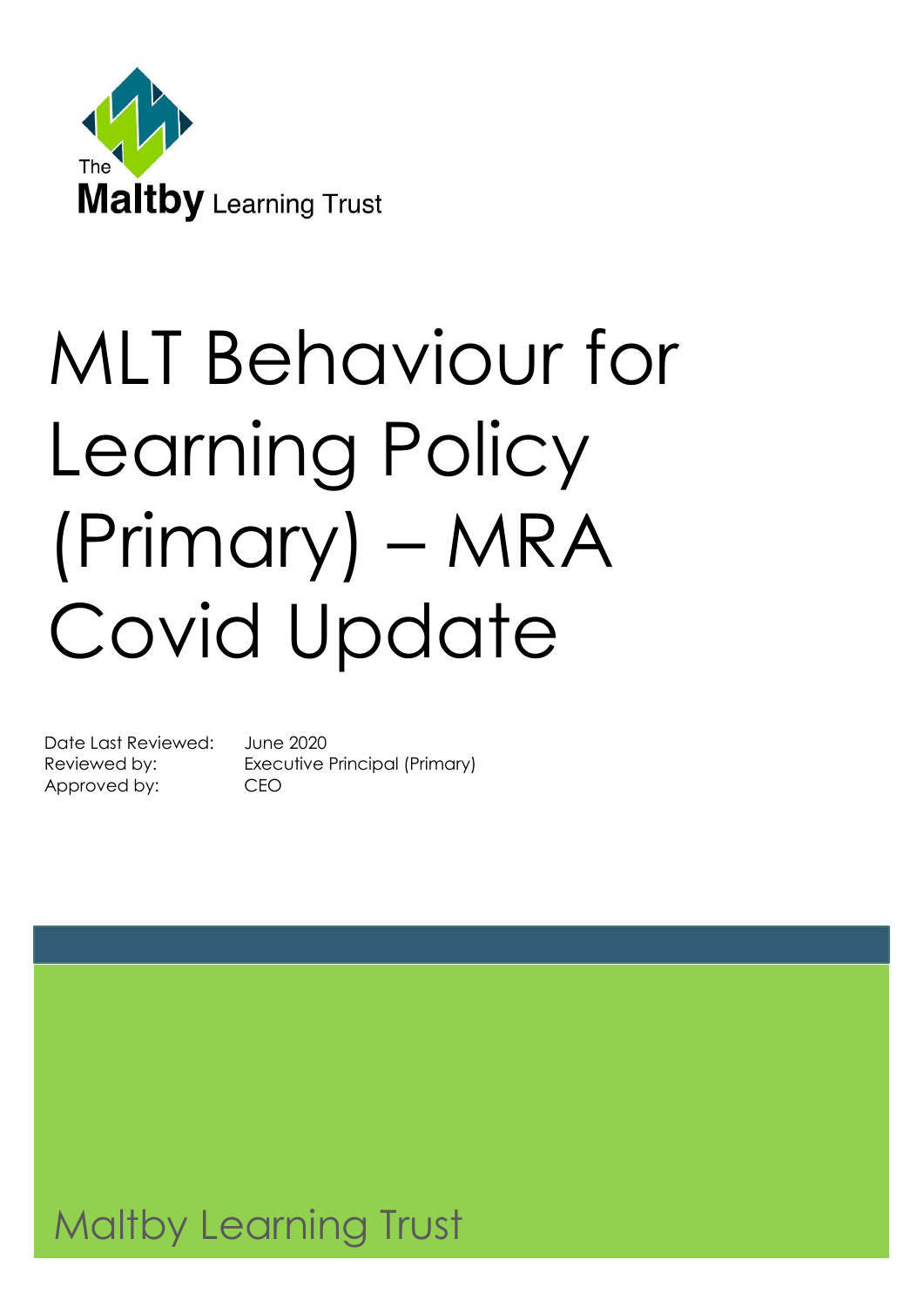The Maltby Learning Trust

# MLT Behaviour for Learning Policy (Primary) – MRA Covid Update

Date Last Reviewed: June 2020
Reviewed by: Executive Principal (Primary)
Approved by: CEO

Maltby Learning Trust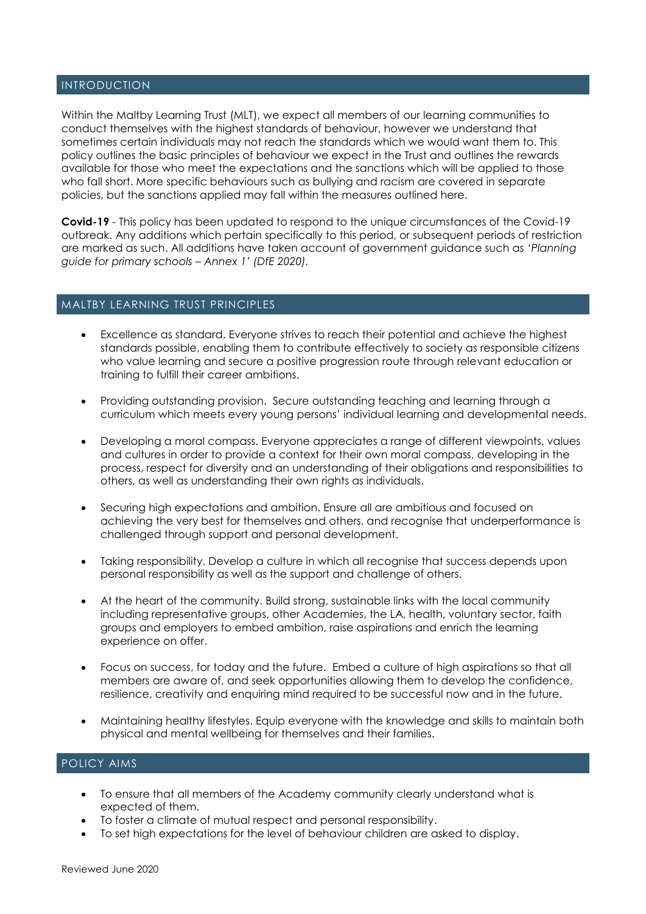## INTRODUCTION

Within the Maltby Learning Trust (MLT), we expect all members of our learning communities to conduct themselves with the highest standards of behaviour, however we understand that sometimes certain individuals may not reach the standards which we would want them to. This policy outlines the basic principles of behaviour we expect in the Trust and outlines the rewards available for those who meet the expectations and the sanctions which will be applied to those who fall short. More specific behaviours such as bullying and racism are covered in separate policies, but the sanctions applied may fall within the measures outlined here.

**Covid-19** - This policy has been updated to respond to the unique circumstances of the Covid-19 outbreak. Any additions which pertain specifically to this period, or subsequent periods of restriction are marked as such. All additions have taken account of government guidance such as *'Planning guide for primary schools – Annex 1' (DfE 2020).*

## MALTBY LEARNING TRUST PRINCIPLES

- Excellence as standard. Everyone strives to reach their potential and achieve the highest standards possible, enabling them to contribute effectively to society as responsible citizens who value learning and secure a positive progression route through relevant education or training to fulfill their career ambitions.
- Providing outstanding provision. Secure outstanding teaching and learning through a curriculum which meets every young persons' individual learning and developmental needs.
- Developing a moral compass. Everyone appreciates a range of different viewpoints, values and cultures in order to provide a context for their own moral compass, developing in the process, respect for diversity and an understanding of their obligations and responsibilities to others, as well as understanding their own rights as individuals.
- Securing high expectations and ambition. Ensure all are ambitious and focused on achieving the very best for themselves and others, and recognise that underperformance is challenged through support and personal development.
- Taking responsibility. Develop a culture in which all recognise that success depends upon personal responsibility as well as the support and challenge of others.
- At the heart of the community. Build strong, sustainable links with the local community including representative groups, other Academies, the LA, health, voluntary sector, faith groups and employers to embed ambition, raise aspirations and enrich the learning experience on offer.
- Focus on success, for today and the future. Embed a culture of high aspirations so that all members are aware of, and seek opportunities allowing them to develop the confidence, resilience, creativity and enquiring mind required to be successful now and in the future.
- Maintaining healthy lifestyles. Equip everyone with the knowledge and skills to maintain both physical and mental wellbeing for themselves and their families.

## POLICY AIMS

- To ensure that all members of the Academy community clearly understand what is expected of them.
- To foster a climate of mutual respect and personal responsibility.
- To set high expectations for the level of behaviour children are asked to display.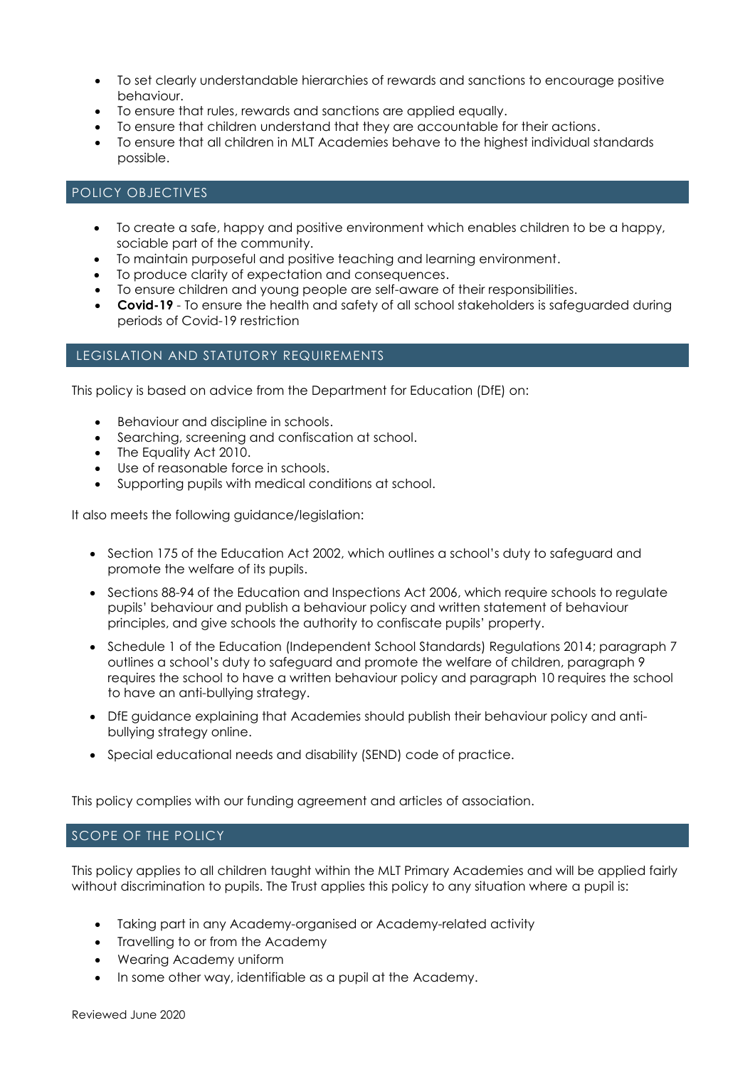- To set clearly understandable hierarchies of rewards and sanctions to encourage positive behaviour.
- To ensure that rules, rewards and sanctions are applied equally.
- To ensure that children understand that they are accountable for their actions.
- To ensure that all children in MLT Academies behave to the highest individual standards possible.

## POLICY OBJECTIVES

- To create a safe, happy and positive environment which enables children to be a happy, sociable part of the community.
- To maintain purposeful and positive teaching and learning environment.
- To produce clarity of expectation and consequences.
- To ensure children and young people are self-aware of their responsibilities.
- **Covid-19** - To ensure the health and safety of all school stakeholders is safeguarded during periods of Covid-19 restriction

## LEGISLATION AND STATUTORY REQUIREMENTS

This policy is based on advice from the Department for Education (DfE) on:

- Behaviour and discipline in schools.
- Searching, screening and confiscation at school.
- The Equality Act 2010.
- Use of reasonable force in schools.
- Supporting pupils with medical conditions at school.

It also meets the following guidance/legislation:

- Section 175 of the Education Act 2002, which outlines a school's duty to safeguard and promote the welfare of its pupils.
- Sections 88-94 of the Education and Inspections Act 2006, which require schools to regulate pupils' behaviour and publish a behaviour policy and written statement of behaviour principles, and give schools the authority to confiscate pupils' property.
- Schedule 1 of the Education (Independent School Standards) Regulations 2014; paragraph 7 outlines a school's duty to safeguard and promote the welfare of children, paragraph 9 requires the school to have a written behaviour policy and paragraph 10 requires the school to have an anti-bullying strategy.
- DfE guidance explaining that Academies should publish their behaviour policy and anti-bullying strategy online.
- Special educational needs and disability (SEND) code of practice.

This policy complies with our funding agreement and articles of association.

## SCOPE OF THE POLICY

This policy applies to all children taught within the MLT Primary Academies and will be applied fairly without discrimination to pupils. The Trust applies this policy to any situation where a pupil is:

- Taking part in any Academy-organised or Academy-related activity
- Travelling to or from the Academy
- Wearing Academy uniform
- In some other way, identifiable as a pupil at the Academy.

Reviewed June 2020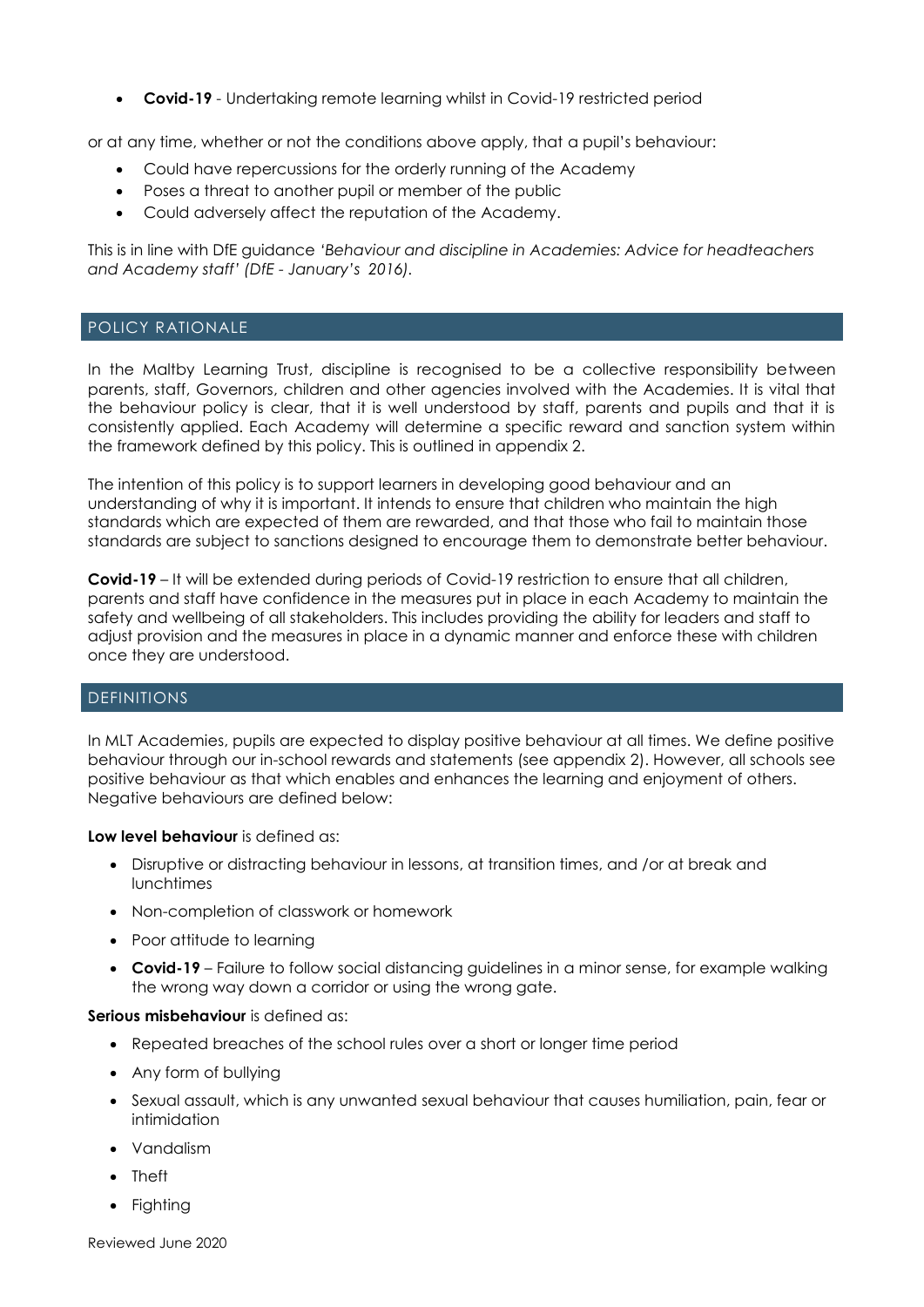- **Covid-19** - Undertaking remote learning whilst in Covid-19 restricted period

or at any time, whether or not the conditions above apply, that a pupil's behaviour:

- Could have repercussions for the orderly running of the Academy
- Poses a threat to another pupil or member of the public
- Could adversely affect the reputation of the Academy.

This is in line with DfE guidance *'Behaviour and discipline in Academies: Advice for headteachers and Academy staff' (DfE - January's 2016).*

## POLICY RATIONALE

In the Maltby Learning Trust, discipline is recognised to be a collective responsibility between parents, staff, Governors, children and other agencies involved with the Academies. It is vital that the behaviour policy is clear, that it is well understood by staff, parents and pupils and that it is consistently applied. Each Academy will determine a specific reward and sanction system within the framework defined by this policy. This is outlined in appendix 2.

The intention of this policy is to support learners in developing good behaviour and an understanding of why it is important. It intends to ensure that children who maintain the high standards which are expected of them are rewarded, and that those who fail to maintain those standards are subject to sanctions designed to encourage them to demonstrate better behaviour.

**Covid-19** – It will be extended during periods of Covid-19 restriction to ensure that all children, parents and staff have confidence in the measures put in place in each Academy to maintain the safety and wellbeing of all stakeholders. This includes providing the ability for leaders and staff to adjust provision and the measures in place in a dynamic manner and enforce these with children once they are understood.

## DEFINITIONS

In MLT Academies, pupils are expected to display positive behaviour at all times. We define positive behaviour through our in-school rewards and statements (see appendix 2). However, all schools see positive behaviour as that which enables and enhances the learning and enjoyment of others. Negative behaviours are defined below:

**Low level behaviour** is defined as:

- Disruptive or distracting behaviour in lessons, at transition times, and /or at break and lunchtimes
- Non-completion of classwork or homework
- Poor attitude to learning
- **Covid-19** – Failure to follow social distancing guidelines in a minor sense, for example walking the wrong way down a corridor or using the wrong gate.

**Serious misbehaviour** is defined as:

- Repeated breaches of the school rules over a short or longer time period
- Any form of bullying
- Sexual assault, which is any unwanted sexual behaviour that causes humiliation, pain, fear or intimidation
- Vandalism
- Theft
- Fighting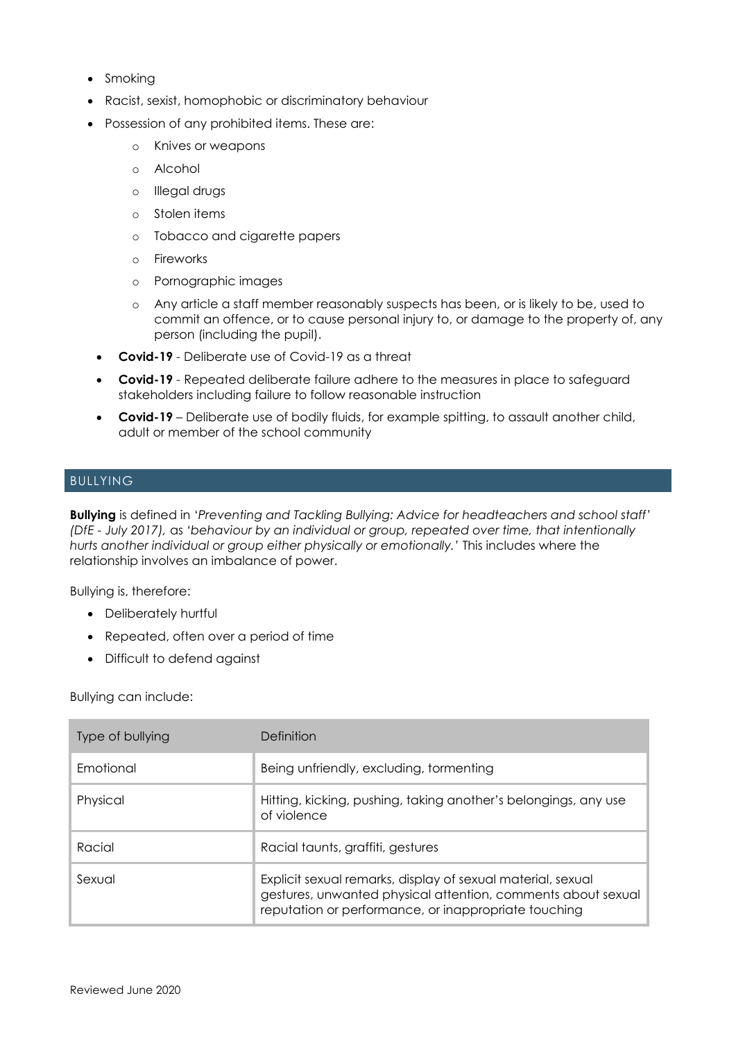- Smoking
- Racist, sexist, homophobic or discriminatory behaviour
- Possession of any prohibited items. These are:
    - Knives or weapons
    - Alcohol
    - Illegal drugs
    - Stolen items
    - Tobacco and cigarette papers
    - Fireworks
    - Pornographic images
    - Any article a staff member reasonably suspects has been, or is likely to be, used to commit an offence, or to cause personal injury to, or damage to the property of, any person (including the pupil).
- **Covid-19** - Deliberate use of Covid-19 as a threat
- **Covid-19** - Repeated deliberate failure adhere to the measures in place to safeguard stakeholders including failure to follow reasonable instruction
- **Covid-19** – Deliberate use of bodily fluids, for example spitting, to assault another child, adult or member of the school community

## BULLYING

**Bullying** is defined in *'Preventing and Tackling Bullying: Advice for headteachers and school staff' (DfE - July 2017),* as *'behaviour by an individual or group, repeated over time, that intentionally hurts another individual or group either physically or emotionally.'* This includes where the relationship involves an imbalance of power.

Bullying is, therefore:

- Deliberately hurtful
- Repeated, often over a period of time
- Difficult to defend against

Bullying can include:

| Type of bullying | Definition |
|---|---|
| Emotional | Being unfriendly, excluding, tormenting |
| Physical | Hitting, kicking, pushing, taking another's belongings, any use of violence |
| Racial | Racial taunts, graffiti, gestures |
| Sexual | Explicit sexual remarks, display of sexual material, sexual gestures, unwanted physical attention, comments about sexual reputation or performance, or inappropriate touching |

Reviewed June 2020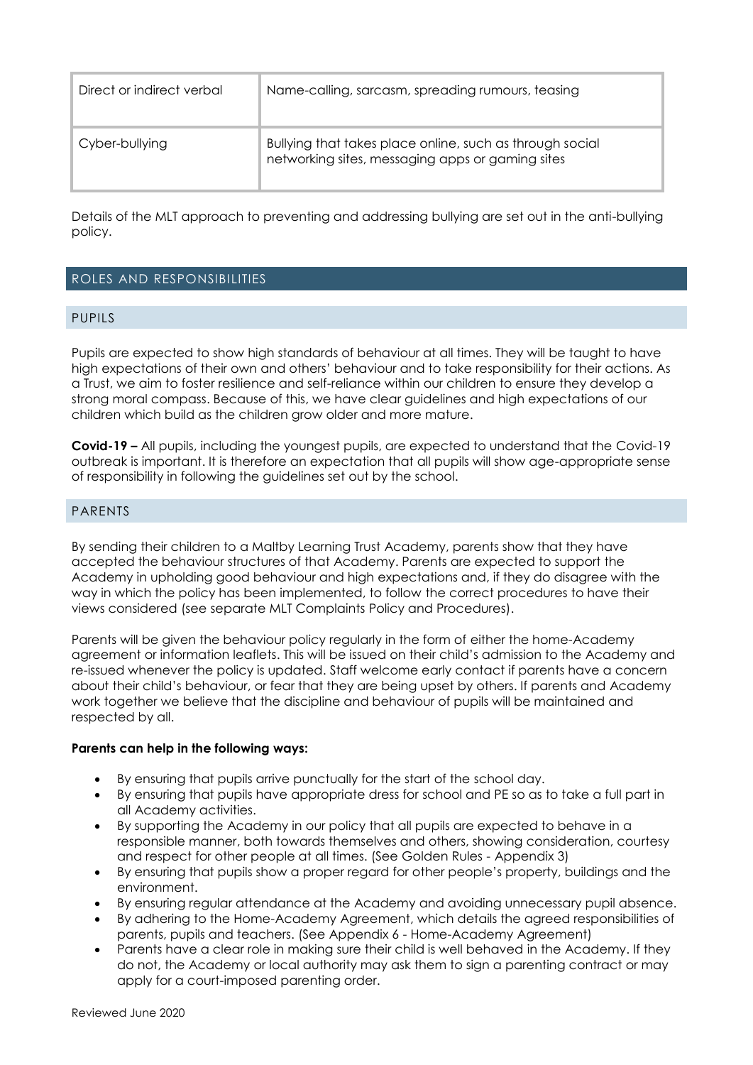| Direct or indirect verbal | Name-calling, sarcasm, spreading rumours, teasing |
|---|---|
| Cyber-bullying | Bullying that takes place online, such as through social networking sites, messaging apps or gaming sites |

Details of the MLT approach to preventing and addressing bullying are set out in the anti-bullying policy.

## ROLES AND RESPONSIBILITIES

### PUPILS

Pupils are expected to show high standards of behaviour at all times. They will be taught to have high expectations of their own and others' behaviour and to take responsibility for their actions. As a Trust, we aim to foster resilience and self-reliance within our children to ensure they develop a strong moral compass. Because of this, we have clear guidelines and high expectations of our children which build as the children grow older and more mature.

**Covid-19 –** All pupils, including the youngest pupils, are expected to understand that the Covid-19 outbreak is important. It is therefore an expectation that all pupils will show age-appropriate sense of responsibility in following the guidelines set out by the school.

### PARENTS

By sending their children to a Maltby Learning Trust Academy, parents show that they have accepted the behaviour structures of that Academy. Parents are expected to support the Academy in upholding good behaviour and high expectations and, if they do disagree with the way in which the policy has been implemented, to follow the correct procedures to have their views considered (see separate MLT Complaints Policy and Procedures).

Parents will be given the behaviour policy regularly in the form of either the home-Academy agreement or information leaflets. This will be issued on their child's admission to the Academy and re-issued whenever the policy is updated. Staff welcome early contact if parents have a concern about their child's behaviour, or fear that they are being upset by others. If parents and Academy work together we believe that the discipline and behaviour of pupils will be maintained and respected by all.

**Parents can help in the following ways:**

- By ensuring that pupils arrive punctually for the start of the school day.
- By ensuring that pupils have appropriate dress for school and PE so as to take a full part in all Academy activities.
- By supporting the Academy in our policy that all pupils are expected to behave in a responsible manner, both towards themselves and others, showing consideration, courtesy and respect for other people at all times. (See Golden Rules - Appendix 3)
- By ensuring that pupils show a proper regard for other people's property, buildings and the environment.
- By ensuring regular attendance at the Academy and avoiding unnecessary pupil absence.
- By adhering to the Home-Academy Agreement, which details the agreed responsibilities of parents, pupils and teachers. (See Appendix 6 - Home-Academy Agreement)
- Parents have a clear role in making sure their child is well behaved in the Academy. If they do not, the Academy or local authority may ask them to sign a parenting contract or may apply for a court-imposed parenting order.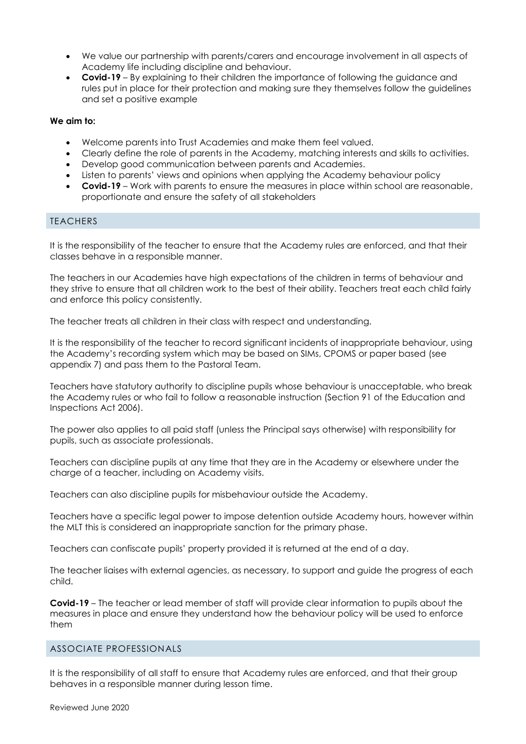- We value our partnership with parents/carers and encourage involvement in all aspects of Academy life including discipline and behaviour.
- **Covid-19** – By explaining to their children the importance of following the guidance and rules put in place for their protection and making sure they themselves follow the guidelines and set a positive example

**We aim to:**

- Welcome parents into Trust Academies and make them feel valued.
- Clearly define the role of parents in the Academy, matching interests and skills to activities.
- Develop good communication between parents and Academies.
- Listen to parents' views and opinions when applying the Academy behaviour policy
- **Covid-19** – Work with parents to ensure the measures in place within school are reasonable, proportionate and ensure the safety of all stakeholders

## TEACHERS

It is the responsibility of the teacher to ensure that the Academy rules are enforced, and that their classes behave in a responsible manner.

The teachers in our Academies have high expectations of the children in terms of behaviour and they strive to ensure that all children work to the best of their ability. Teachers treat each child fairly and enforce this policy consistently.

The teacher treats all children in their class with respect and understanding.

It is the responsibility of the teacher to record significant incidents of inappropriate behaviour, using the Academy's recording system which may be based on SIMs, CPOMS or paper based (see appendix 7) and pass them to the Pastoral Team.

Teachers have statutory authority to discipline pupils whose behaviour is unacceptable, who break the Academy rules or who fail to follow a reasonable instruction (Section 91 of the Education and Inspections Act 2006).

The power also applies to all paid staff (unless the Principal says otherwise) with responsibility for pupils, such as associate professionals.

Teachers can discipline pupils at any time that they are in the Academy or elsewhere under the charge of a teacher, including on Academy visits.

Teachers can also discipline pupils for misbehaviour outside the Academy.

Teachers have a specific legal power to impose detention outside Academy hours, however within the MLT this is considered an inappropriate sanction for the primary phase.

Teachers can confiscate pupils' property provided it is returned at the end of a day.

The teacher liaises with external agencies, as necessary, to support and guide the progress of each child.

**Covid-19** – The teacher or lead member of staff will provide clear information to pupils about the measures in place and ensure they understand how the behaviour policy will be used to enforce them

## ASSOCIATE PROFESSIONALS

It is the responsibility of all staff to ensure that Academy rules are enforced, and that their group behaves in a responsible manner during lesson time.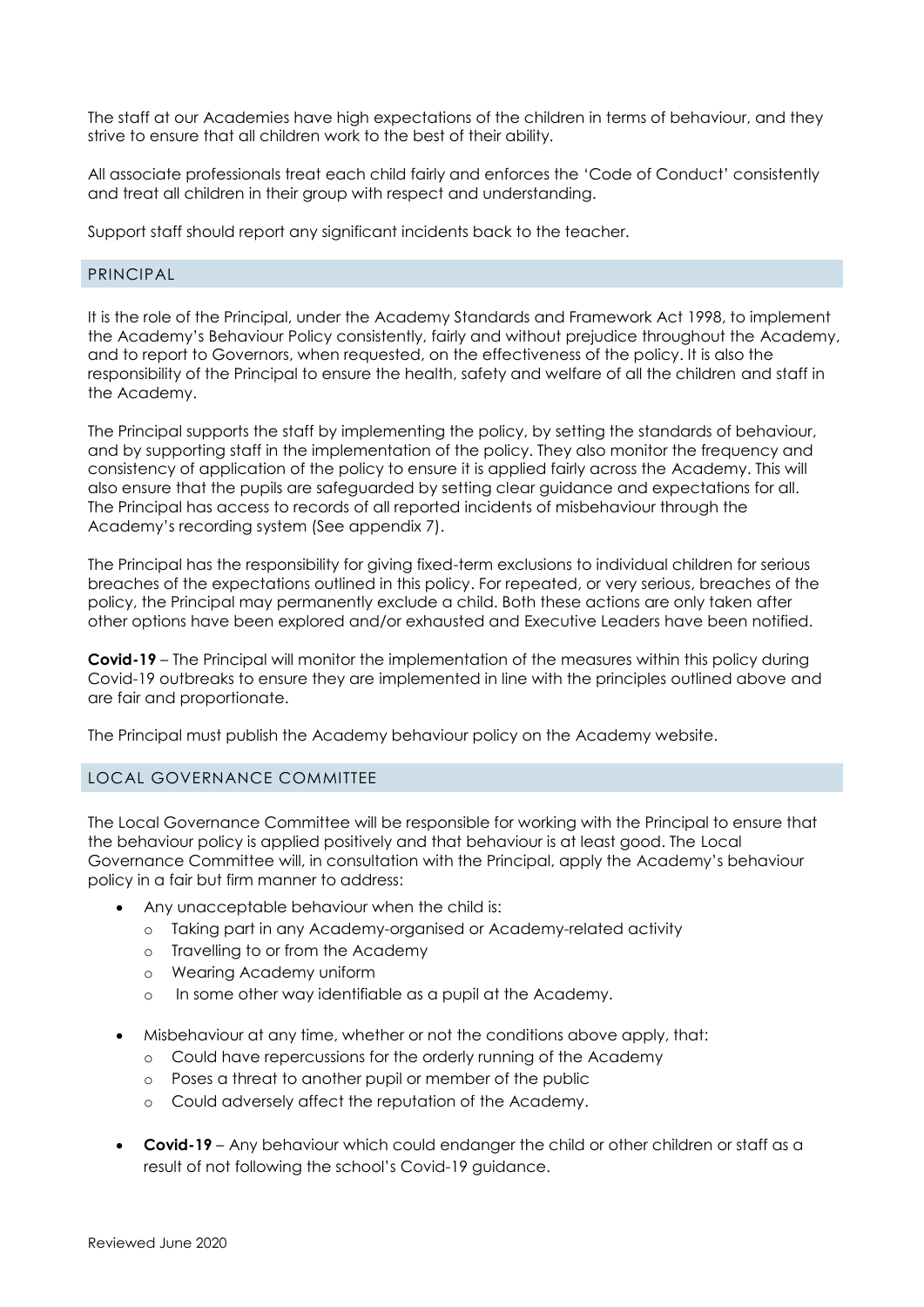The staff at our Academies have high expectations of the children in terms of behaviour, and they strive to ensure that all children work to the best of their ability.

All associate professionals treat each child fairly and enforces the 'Code of Conduct' consistently and treat all children in their group with respect and understanding.

Support staff should report any significant incidents back to the teacher.

## PRINCIPAL

It is the role of the Principal, under the Academy Standards and Framework Act 1998, to implement the Academy's Behaviour Policy consistently, fairly and without prejudice throughout the Academy, and to report to Governors, when requested, on the effectiveness of the policy. It is also the responsibility of the Principal to ensure the health, safety and welfare of all the children and staff in the Academy.

The Principal supports the staff by implementing the policy, by setting the standards of behaviour, and by supporting staff in the implementation of the policy. They also monitor the frequency and consistency of application of the policy to ensure it is applied fairly across the Academy. This will also ensure that the pupils are safeguarded by setting clear guidance and expectations for all. The Principal has access to records of all reported incidents of misbehaviour through the Academy's recording system (See appendix 7).

The Principal has the responsibility for giving fixed-term exclusions to individual children for serious breaches of the expectations outlined in this policy. For repeated, or very serious, breaches of the policy, the Principal may permanently exclude a child. Both these actions are only taken after other options have been explored and/or exhausted and Executive Leaders have been notified.

**Covid-19** – The Principal will monitor the implementation of the measures within this policy during Covid-19 outbreaks to ensure they are implemented in line with the principles outlined above and are fair and proportionate.

The Principal must publish the Academy behaviour policy on the Academy website.

## LOCAL GOVERNANCE COMMITTEE

The Local Governance Committee will be responsible for working with the Principal to ensure that the behaviour policy is applied positively and that behaviour is at least good. The Local Governance Committee will, in consultation with the Principal, apply the Academy's behaviour policy in a fair but firm manner to address:

- Any unacceptable behaviour when the child is:
  - Taking part in any Academy-organised or Academy-related activity
  - Travelling to or from the Academy
  - Wearing Academy uniform
  - In some other way identifiable as a pupil at the Academy.
- Misbehaviour at any time, whether or not the conditions above apply, that:
  - Could have repercussions for the orderly running of the Academy
  - Poses a threat to another pupil or member of the public
  - Could adversely affect the reputation of the Academy.
- **Covid-19** – Any behaviour which could endanger the child or other children or staff as a result of not following the school's Covid-19 guidance.

Reviewed June 2020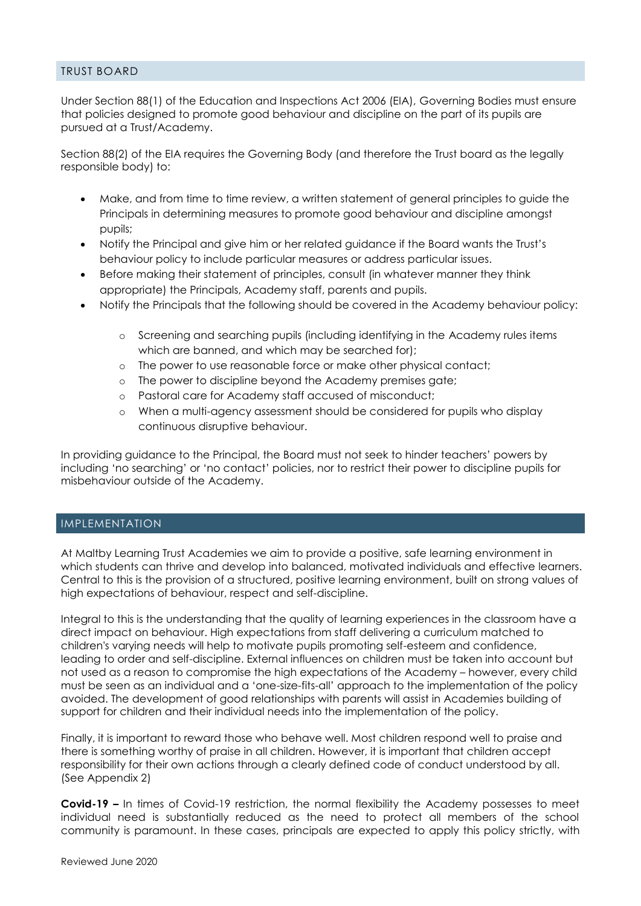## TRUST BOARD

Under Section 88(1) of the Education and Inspections Act 2006 (EIA), Governing Bodies must ensure that policies designed to promote good behaviour and discipline on the part of its pupils are pursued at a Trust/Academy.

Section 88(2) of the EIA requires the Governing Body (and therefore the Trust board as the legally responsible body) to:

- Make, and from time to time review, a written statement of general principles to guide the Principals in determining measures to promote good behaviour and discipline amongst pupils;
- Notify the Principal and give him or her related guidance if the Board wants the Trust's behaviour policy to include particular measures or address particular issues.
- Before making their statement of principles, consult (in whatever manner they think appropriate) the Principals, Academy staff, parents and pupils.
- Notify the Principals that the following should be covered in the Academy behaviour policy:
  - Screening and searching pupils (including identifying in the Academy rules items which are banned, and which may be searched for);
  - The power to use reasonable force or make other physical contact;
  - The power to discipline beyond the Academy premises gate;
  - Pastoral care for Academy staff accused of misconduct;
  - When a multi-agency assessment should be considered for pupils who display continuous disruptive behaviour.

In providing guidance to the Principal, the Board must not seek to hinder teachers' powers by including 'no searching' or 'no contact' policies, nor to restrict their power to discipline pupils for misbehaviour outside of the Academy.

## IMPLEMENTATION

At Maltby Learning Trust Academies we aim to provide a positive, safe learning environment in which students can thrive and develop into balanced, motivated individuals and effective learners. Central to this is the provision of a structured, positive learning environment, built on strong values of high expectations of behaviour, respect and self-discipline.

Integral to this is the understanding that the quality of learning experiences in the classroom have a direct impact on behaviour. High expectations from staff delivering a curriculum matched to children's varying needs will help to motivate pupils promoting self-esteem and confidence, leading to order and self-discipline. External influences on children must be taken into account but not used as a reason to compromise the high expectations of the Academy – however, every child must be seen as an individual and a 'one-size-fits-all' approach to the implementation of the policy avoided. The development of good relationships with parents will assist in Academies building of support for children and their individual needs into the implementation of the policy.

Finally, it is important to reward those who behave well. Most children respond well to praise and there is something worthy of praise in all children. However, it is important that children accept responsibility for their own actions through a clearly defined code of conduct understood by all. (See Appendix 2)

**Covid-19 –** In times of Covid-19 restriction, the normal flexibility the Academy possesses to meet individual need is substantially reduced as the need to protect all members of the school community is paramount. In these cases, principals are expected to apply this policy strictly, with

Reviewed June 2020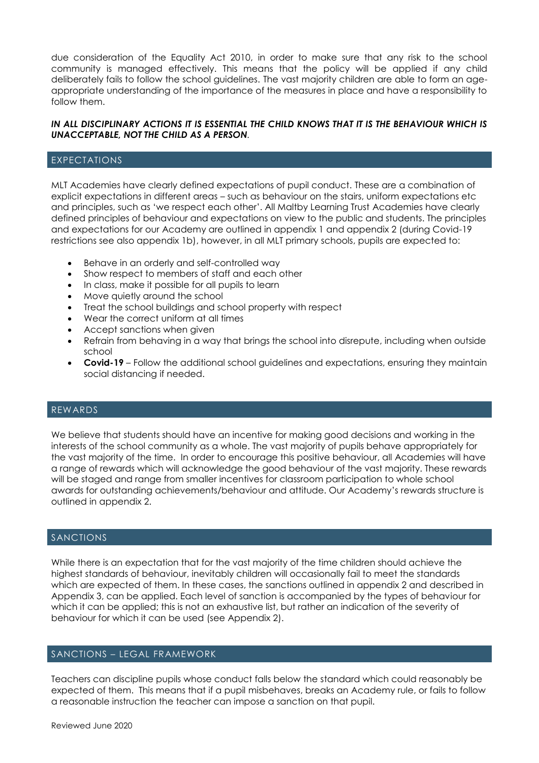due consideration of the Equality Act 2010, in order to make sure that any risk to the school community is managed effectively. This means that the policy will be applied if any child deliberately fails to follow the school guidelines. The vast majority children are able to form an age-appropriate understanding of the importance of the measures in place and have a responsibility to follow them.

***IN ALL DISCIPLINARY ACTIONS IT IS ESSENTIAL THE CHILD KNOWS THAT IT IS THE BEHAVIOUR WHICH IS UNACCEPTABLE, NOT THE CHILD AS A PERSON.***

## EXPECTATIONS

MLT Academies have clearly defined expectations of pupil conduct. These are a combination of explicit expectations in different areas – such as behaviour on the stairs, uniform expectations etc and principles, such as 'we respect each other'. All Maltby Learning Trust Academies have clearly defined principles of behaviour and expectations on view to the public and students. The principles and expectations for our Academy are outlined in appendix 1 and appendix 2 (during Covid-19 restrictions see also appendix 1b), however, in all MLT primary schools, pupils are expected to:

- Behave in an orderly and self-controlled way
- Show respect to members of staff and each other
- In class, make it possible for all pupils to learn
- Move quietly around the school
- Treat the school buildings and school property with respect
- Wear the correct uniform at all times
- Accept sanctions when given
- Refrain from behaving in a way that brings the school into disrepute, including when outside school
- **Covid-19** – Follow the additional school guidelines and expectations, ensuring they maintain social distancing if needed.

## REWARDS

We believe that students should have an incentive for making good decisions and working in the interests of the school community as a whole. The vast majority of pupils behave appropriately for the vast majority of the time. In order to encourage this positive behaviour, all Academies will have a range of rewards which will acknowledge the good behaviour of the vast majority. These rewards will be staged and range from smaller incentives for classroom participation to whole school awards for outstanding achievements/behaviour and attitude. Our Academy's rewards structure is outlined in appendix 2.

## SANCTIONS

While there is an expectation that for the vast majority of the time children should achieve the highest standards of behaviour, inevitably children will occasionally fail to meet the standards which are expected of them. In these cases, the sanctions outlined in appendix 2 and described in Appendix 3, can be applied. Each level of sanction is accompanied by the types of behaviour for which it can be applied; this is not an exhaustive list, but rather an indication of the severity of behaviour for which it can be used (see Appendix 2).

## SANCTIONS – LEGAL FRAMEWORK

Teachers can discipline pupils whose conduct falls below the standard which could reasonably be expected of them. This means that if a pupil misbehaves, breaks an Academy rule, or fails to follow a reasonable instruction the teacher can impose a sanction on that pupil.

Reviewed June 2020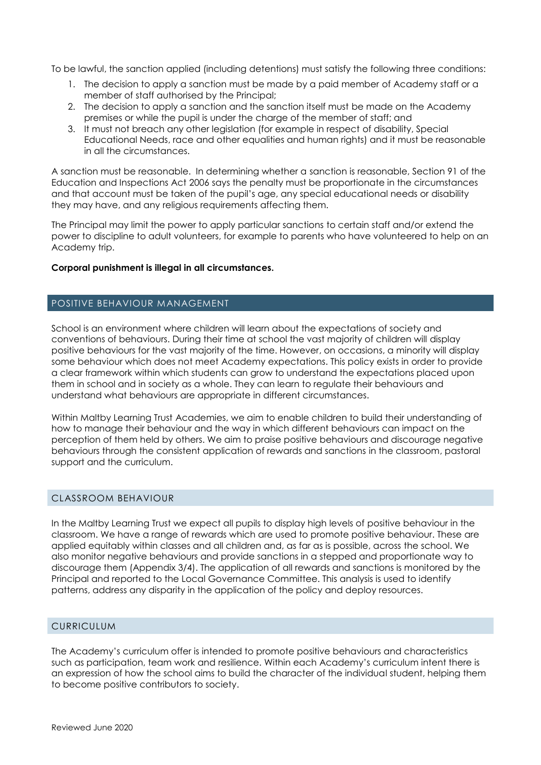To be lawful, the sanction applied (including detentions) must satisfy the following three conditions:

1. The decision to apply a sanction must be made by a paid member of Academy staff or a member of staff authorised by the Principal;
2. The decision to apply a sanction and the sanction itself must be made on the Academy premises or while the pupil is under the charge of the member of staff; and
3. It must not breach any other legislation (for example in respect of disability, Special Educational Needs, race and other equalities and human rights) and it must be reasonable in all the circumstances.

A sanction must be reasonable. In determining whether a sanction is reasonable, Section 91 of the Education and Inspections Act 2006 says the penalty must be proportionate in the circumstances and that account must be taken of the pupil's age, any special educational needs or disability they may have, and any religious requirements affecting them.

The Principal may limit the power to apply particular sanctions to certain staff and/or extend the power to discipline to adult volunteers, for example to parents who have volunteered to help on an Academy trip.

**Corporal punishment is illegal in all circumstances.**

## POSITIVE BEHAVIOUR MANAGEMENT

School is an environment where children will learn about the expectations of society and conventions of behaviours. During their time at school the vast majority of children will display positive behaviours for the vast majority of the time. However, on occasions, a minority will display some behaviour which does not meet Academy expectations. This policy exists in order to provide a clear framework within which students can grow to understand the expectations placed upon them in school and in society as a whole. They can learn to regulate their behaviours and understand what behaviours are appropriate in different circumstances.

Within Maltby Learning Trust Academies, we aim to enable children to build their understanding of how to manage their behaviour and the way in which different behaviours can impact on the perception of them held by others. We aim to praise positive behaviours and discourage negative behaviours through the consistent application of rewards and sanctions in the classroom, pastoral support and the curriculum.

### CLASSROOM BEHAVIOUR

In the Maltby Learning Trust we expect all pupils to display high levels of positive behaviour in the classroom. We have a range of rewards which are used to promote positive behaviour. These are applied equitably within classes and all children and, as far as is possible, across the school. We also monitor negative behaviours and provide sanctions in a stepped and proportionate way to discourage them (Appendix 3/4). The application of all rewards and sanctions is monitored by the Principal and reported to the Local Governance Committee. This analysis is used to identify patterns, address any disparity in the application of the policy and deploy resources.

### CURRICULUM

The Academy's curriculum offer is intended to promote positive behaviours and characteristics such as participation, team work and resilience. Within each Academy's curriculum intent there is an expression of how the school aims to build the character of the individual student, helping them to become positive contributors to society.

Reviewed June 2020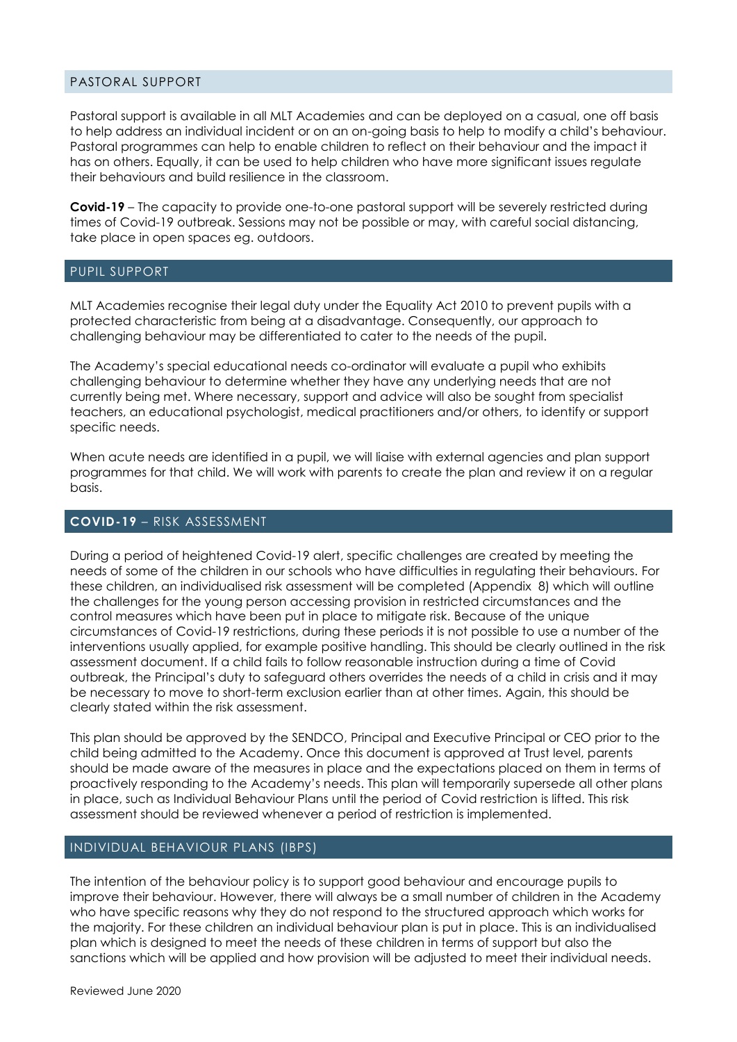## PASTORAL SUPPORT

Pastoral support is available in all MLT Academies and can be deployed on a casual, one off basis to help address an individual incident or on an on-going basis to help to modify a child's behaviour. Pastoral programmes can help to enable children to reflect on their behaviour and the impact it has on others. Equally, it can be used to help children who have more significant issues regulate their behaviours and build resilience in the classroom.

**Covid-19** – The capacity to provide one-to-one pastoral support will be severely restricted during times of Covid-19 outbreak. Sessions may not be possible or may, with careful social distancing, take place in open spaces eg. outdoors.

## PUPIL SUPPORT

MLT Academies recognise their legal duty under the Equality Act 2010 to prevent pupils with a protected characteristic from being at a disadvantage. Consequently, our approach to challenging behaviour may be differentiated to cater to the needs of the pupil.

The Academy's special educational needs co-ordinator will evaluate a pupil who exhibits challenging behaviour to determine whether they have any underlying needs that are not currently being met. Where necessary, support and advice will also be sought from specialist teachers, an educational psychologist, medical practitioners and/or others, to identify or support specific needs.

When acute needs are identified in a pupil, we will liaise with external agencies and plan support programmes for that child. We will work with parents to create the plan and review it on a regular basis.

## **COVID-19** – RISK ASSESSMENT

During a period of heightened Covid-19 alert, specific challenges are created by meeting the needs of some of the children in our schools who have difficulties in regulating their behaviours. For these children, an individualised risk assessment will be completed (Appendix 8) which will outline the challenges for the young person accessing provision in restricted circumstances and the control measures which have been put in place to mitigate risk. Because of the unique circumstances of Covid-19 restrictions, during these periods it is not possible to use a number of the interventions usually applied, for example positive handling. This should be clearly outlined in the risk assessment document. If a child fails to follow reasonable instruction during a time of Covid outbreak, the Principal's duty to safeguard others overrides the needs of a child in crisis and it may be necessary to move to short-term exclusion earlier than at other times. Again, this should be clearly stated within the risk assessment.

This plan should be approved by the SENDCO, Principal and Executive Principal or CEO prior to the child being admitted to the Academy. Once this document is approved at Trust level, parents should be made aware of the measures in place and the expectations placed on them in terms of proactively responding to the Academy's needs. This plan will temporarily supersede all other plans in place, such as Individual Behaviour Plans until the period of Covid restriction is lifted. This risk assessment should be reviewed whenever a period of restriction is implemented.

## INDIVIDUAL BEHAVIOUR PLANS (IBPS)

The intention of the behaviour policy is to support good behaviour and encourage pupils to improve their behaviour. However, there will always be a small number of children in the Academy who have specific reasons why they do not respond to the structured approach which works for the majority. For these children an individual behaviour plan is put in place. This is an individualised plan which is designed to meet the needs of these children in terms of support but also the sanctions which will be applied and how provision will be adjusted to meet their individual needs.

Reviewed June 2020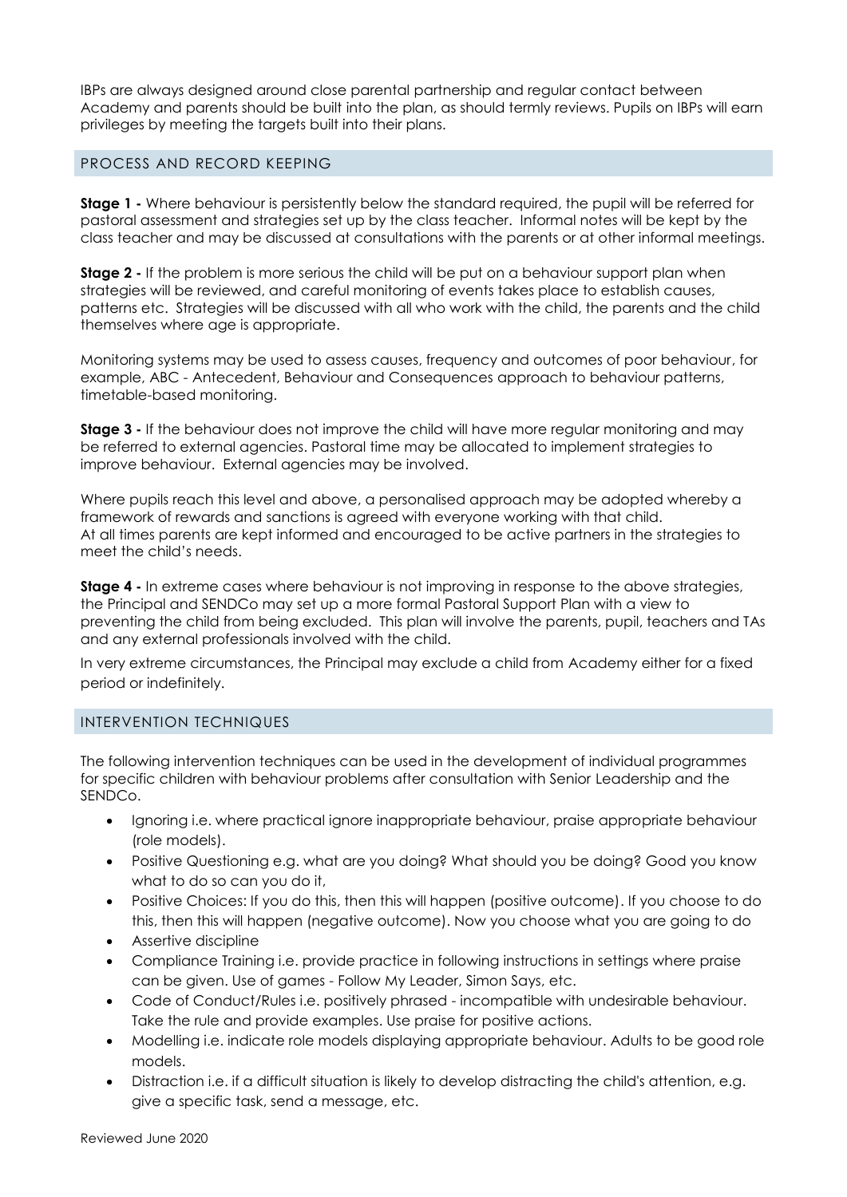IBPs are always designed around close parental partnership and regular contact between Academy and parents should be built into the plan, as should termly reviews. Pupils on IBPs will earn privileges by meeting the targets built into their plans.

## PROCESS AND RECORD KEEPING

**Stage 1 -** Where behaviour is persistently below the standard required, the pupil will be referred for pastoral assessment and strategies set up by the class teacher. Informal notes will be kept by the class teacher and may be discussed at consultations with the parents or at other informal meetings.

**Stage 2 -** If the problem is more serious the child will be put on a behaviour support plan when strategies will be reviewed, and careful monitoring of events takes place to establish causes, patterns etc. Strategies will be discussed with all who work with the child, the parents and the child themselves where age is appropriate.

Monitoring systems may be used to assess causes, frequency and outcomes of poor behaviour, for example, ABC - Antecedent, Behaviour and Consequences approach to behaviour patterns, timetable-based monitoring.

**Stage 3 -** If the behaviour does not improve the child will have more regular monitoring and may be referred to external agencies. Pastoral time may be allocated to implement strategies to improve behaviour. External agencies may be involved.

Where pupils reach this level and above, a personalised approach may be adopted whereby a framework of rewards and sanctions is agreed with everyone working with that child.
At all times parents are kept informed and encouraged to be active partners in the strategies to meet the child's needs.

**Stage 4 -** In extreme cases where behaviour is not improving in response to the above strategies, the Principal and SENDCo may set up a more formal Pastoral Support Plan with a view to preventing the child from being excluded. This plan will involve the parents, pupil, teachers and TAs and any external professionals involved with the child.

In very extreme circumstances, the Principal may exclude a child from Academy either for a fixed period or indefinitely.

## INTERVENTION TECHNIQUES

The following intervention techniques can be used in the development of individual programmes for specific children with behaviour problems after consultation with Senior Leadership and the SENDCo.

- Ignoring i.e. where practical ignore inappropriate behaviour, praise appropriate behaviour (role models).
- Positive Questioning e.g. what are you doing? What should you be doing? Good you know what to do so can you do it,
- Positive Choices: If you do this, then this will happen (positive outcome). If you choose to do this, then this will happen (negative outcome). Now you choose what you are going to do
- Assertive discipline
- Compliance Training i.e. provide practice in following instructions in settings where praise can be given. Use of games - Follow My Leader, Simon Says, etc.
- Code of Conduct/Rules i.e. positively phrased - incompatible with undesirable behaviour. Take the rule and provide examples. Use praise for positive actions.
- Modelling i.e. indicate role models displaying appropriate behaviour. Adults to be good role models.
- Distraction i.e. if a difficult situation is likely to develop distracting the child's attention, e.g. give a specific task, send a message, etc.

Reviewed June 2020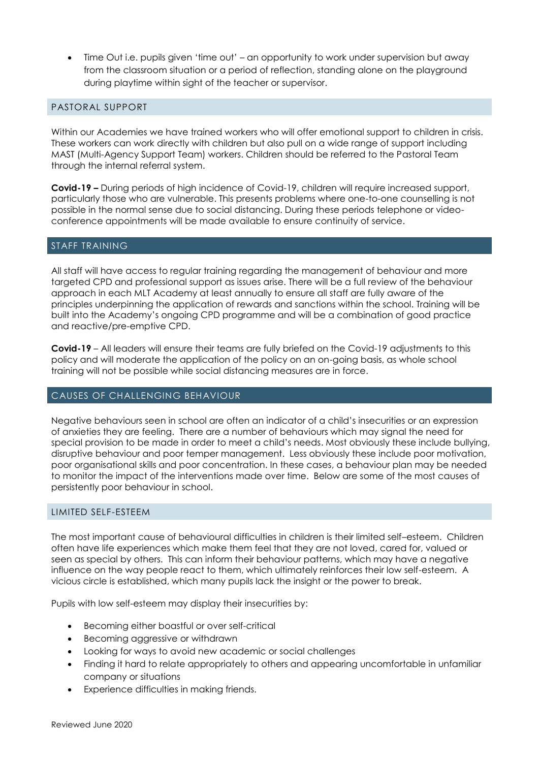- Time Out i.e. pupils given 'time out' – an opportunity to work under supervision but away from the classroom situation or a period of reflection, standing alone on the playground during playtime within sight of the teacher or supervisor.

### PASTORAL SUPPORT

Within our Academies we have trained workers who will offer emotional support to children in crisis. These workers can work directly with children but also pull on a wide range of support including MAST (Multi-Agency Support Team) workers. Children should be referred to the Pastoral Team through the internal referral system.

**Covid-19 –** During periods of high incidence of Covid-19, children will require increased support, particularly those who are vulnerable. This presents problems where one-to-one counselling is not possible in the normal sense due to social distancing. During these periods telephone or video-conference appointments will be made available to ensure continuity of service.

## STAFF TRAINING

All staff will have access to regular training regarding the management of behaviour and more targeted CPD and professional support as issues arise. There will be a full review of the behaviour approach in each MLT Academy at least annually to ensure all staff are fully aware of the principles underpinning the application of rewards and sanctions within the school. Training will be built into the Academy's ongoing CPD programme and will be a combination of good practice and reactive/pre-emptive CPD.

**Covid-19** – All leaders will ensure their teams are fully briefed on the Covid-19 adjustments to this policy and will moderate the application of the policy on an on-going basis, as whole school training will not be possible while social distancing measures are in force.

## CAUSES OF CHALLENGING BEHAVIOUR

Negative behaviours seen in school are often an indicator of a child's insecurities or an expression of anxieties they are feeling. There are a number of behaviours which may signal the need for special provision to be made in order to meet a child's needs. Most obviously these include bullying, disruptive behaviour and poor temper management. Less obviously these include poor motivation, poor organisational skills and poor concentration. In these cases, a behaviour plan may be needed to monitor the impact of the interventions made over time. Below are some of the most causes of persistently poor behaviour in school.

### LIMITED SELF-ESTEEM

The most important cause of behavioural difficulties in children is their limited self–esteem. Children often have life experiences which make them feel that they are not loved, cared for, valued or seen as special by others. This can inform their behaviour patterns, which may have a negative influence on the way people react to them, which ultimately reinforces their low self-esteem. A vicious circle is established, which many pupils lack the insight or the power to break.

Pupils with low self-esteem may display their insecurities by:

- Becoming either boastful or over self-critical
- Becoming aggressive or withdrawn
- Looking for ways to avoid new academic or social challenges
- Finding it hard to relate appropriately to others and appearing uncomfortable in unfamiliar company or situations
- Experience difficulties in making friends.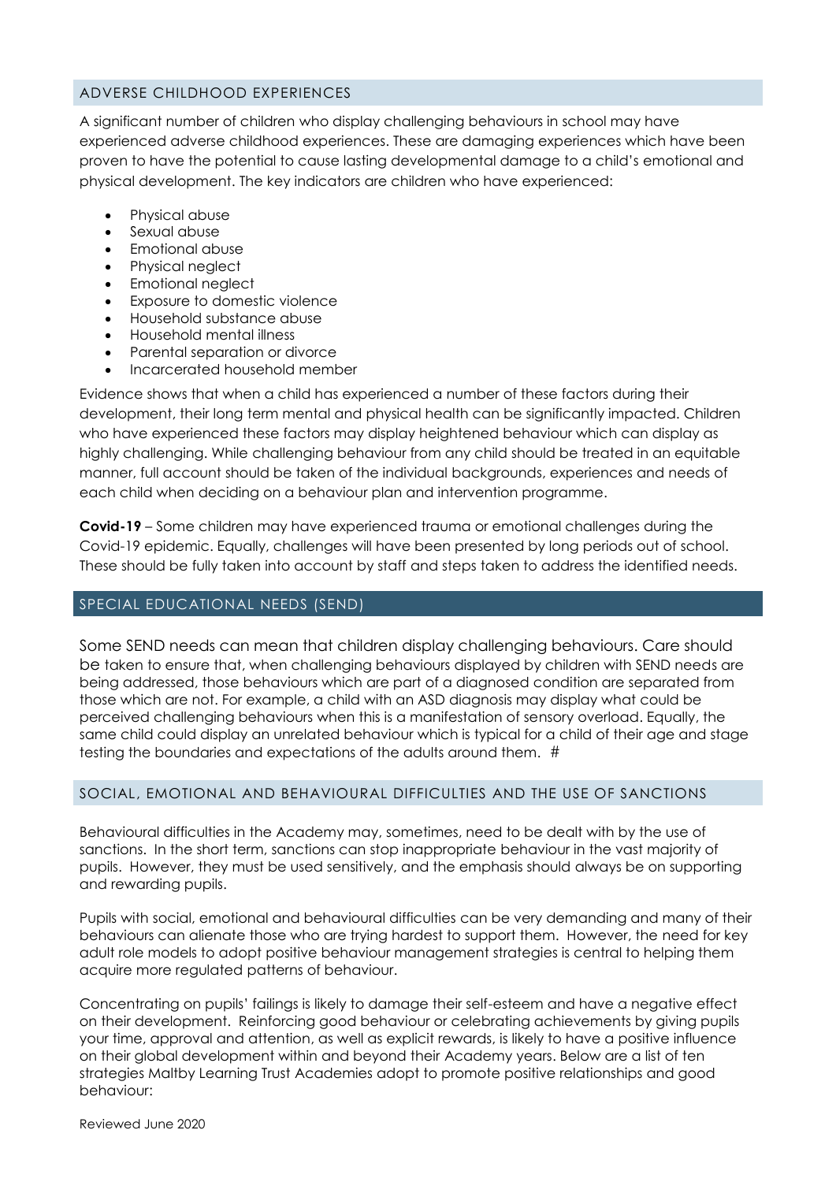## ADVERSE CHILDHOOD EXPERIENCES

A significant number of children who display challenging behaviours in school may have experienced adverse childhood experiences. These are damaging experiences which have been proven to have the potential to cause lasting developmental damage to a child's emotional and physical development. The key indicators are children who have experienced:

- Physical abuse
- Sexual abuse
- Emotional abuse
- Physical neglect
- Emotional neglect
- Exposure to domestic violence
- Household substance abuse
- Household mental illness
- Parental separation or divorce
- Incarcerated household member

Evidence shows that when a child has experienced a number of these factors during their development, their long term mental and physical health can be significantly impacted. Children who have experienced these factors may display heightened behaviour which can display as highly challenging. While challenging behaviour from any child should be treated in an equitable manner, full account should be taken of the individual backgrounds, experiences and needs of each child when deciding on a behaviour plan and intervention programme.

**Covid-19** – Some children may have experienced trauma or emotional challenges during the Covid-19 epidemic. Equally, challenges will have been presented by long periods out of school. These should be fully taken into account by staff and steps taken to address the identified needs.

## SPECIAL EDUCATIONAL NEEDS (SEND)

Some SEND needs can mean that children display challenging behaviours. Care should be taken to ensure that, when challenging behaviours displayed by children with SEND needs are being addressed, those behaviours which are part of a diagnosed condition are separated from those which are not. For example, a child with an ASD diagnosis may display what could be perceived challenging behaviours when this is a manifestation of sensory overload. Equally, the same child could display an unrelated behaviour which is typical for a child of their age and stage testing the boundaries and expectations of the adults around them. #

## SOCIAL, EMOTIONAL AND BEHAVIOURAL DIFFICULTIES AND THE USE OF SANCTIONS

Behavioural difficulties in the Academy may, sometimes, need to be dealt with by the use of sanctions. In the short term, sanctions can stop inappropriate behaviour in the vast majority of pupils. However, they must be used sensitively, and the emphasis should always be on supporting and rewarding pupils.

Pupils with social, emotional and behavioural difficulties can be very demanding and many of their behaviours can alienate those who are trying hardest to support them. However, the need for key adult role models to adopt positive behaviour management strategies is central to helping them acquire more regulated patterns of behaviour.

Concentrating on pupils' failings is likely to damage their self-esteem and have a negative effect on their development. Reinforcing good behaviour or celebrating achievements by giving pupils your time, approval and attention, as well as explicit rewards, is likely to have a positive influence on their global development within and beyond their Academy years. Below are a list of ten strategies Maltby Learning Trust Academies adopt to promote positive relationships and good behaviour:

Reviewed June 2020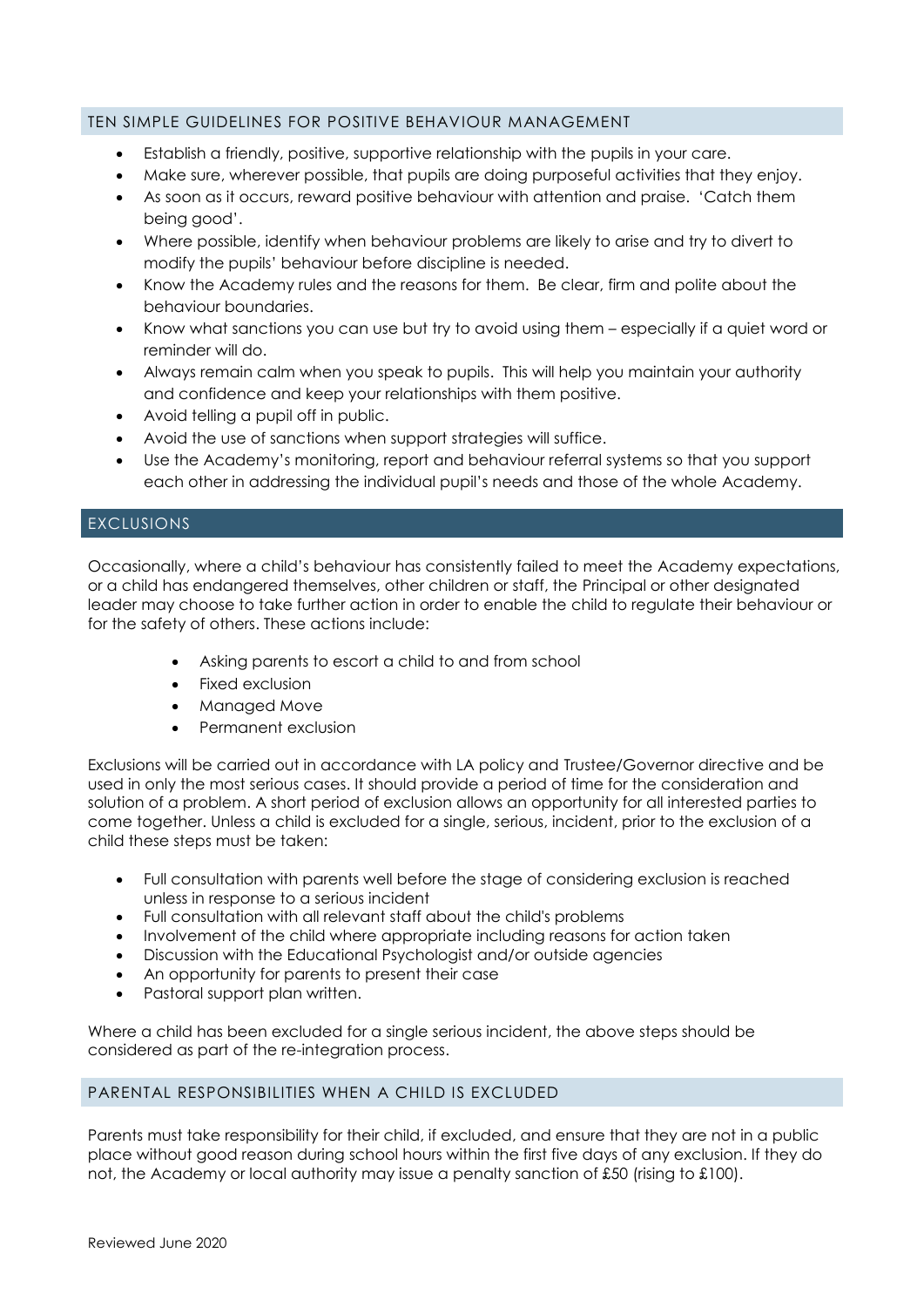## TEN SIMPLE GUIDELINES FOR POSITIVE BEHAVIOUR MANAGEMENT

- Establish a friendly, positive, supportive relationship with the pupils in your care.
- Make sure, wherever possible, that pupils are doing purposeful activities that they enjoy.
- As soon as it occurs, reward positive behaviour with attention and praise. 'Catch them being good'.
- Where possible, identify when behaviour problems are likely to arise and try to divert to modify the pupils' behaviour before discipline is needed.
- Know the Academy rules and the reasons for them. Be clear, firm and polite about the behaviour boundaries.
- Know what sanctions you can use but try to avoid using them – especially if a quiet word or reminder will do.
- Always remain calm when you speak to pupils. This will help you maintain your authority and confidence and keep your relationships with them positive.
- Avoid telling a pupil off in public.
- Avoid the use of sanctions when support strategies will suffice.
- Use the Academy's monitoring, report and behaviour referral systems so that you support each other in addressing the individual pupil's needs and those of the whole Academy.

## EXCLUSIONS

Occasionally, where a child's behaviour has consistently failed to meet the Academy expectations, or a child has endangered themselves, other children or staff, the Principal or other designated leader may choose to take further action in order to enable the child to regulate their behaviour or for the safety of others. These actions include:

- Asking parents to escort a child to and from school
- Fixed exclusion
- Managed Move
- Permanent exclusion

Exclusions will be carried out in accordance with LA policy and Trustee/Governor directive and be used in only the most serious cases. It should provide a period of time for the consideration and solution of a problem. A short period of exclusion allows an opportunity for all interested parties to come together. Unless a child is excluded for a single, serious, incident, prior to the exclusion of a child these steps must be taken:

- Full consultation with parents well before the stage of considering exclusion is reached unless in response to a serious incident
- Full consultation with all relevant staff about the child's problems
- Involvement of the child where appropriate including reasons for action taken
- Discussion with the Educational Psychologist and/or outside agencies
- An opportunity for parents to present their case
- Pastoral support plan written.

Where a child has been excluded for a single serious incident, the above steps should be considered as part of the re-integration process.

## PARENTAL RESPONSIBILITIES WHEN A CHILD IS EXCLUDED

Parents must take responsibility for their child, if excluded, and ensure that they are not in a public place without good reason during school hours within the first five days of any exclusion. If they do not, the Academy or local authority may issue a penalty sanction of £50 (rising to £100).

Reviewed June 2020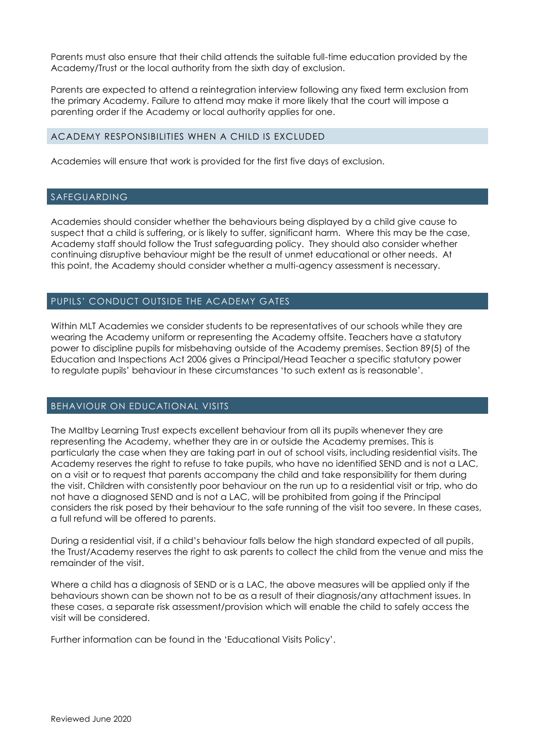Parents must also ensure that their child attends the suitable full-time education provided by the Academy/Trust or the local authority from the sixth day of exclusion.

Parents are expected to attend a reintegration interview following any fixed term exclusion from the primary Academy. Failure to attend may make it more likely that the court will impose a parenting order if the Academy or local authority applies for one.

### ACADEMY RESPONSIBILITIES WHEN A CHILD IS EXCLUDED

Academies will ensure that work is provided for the first five days of exclusion.

## SAFEGUARDING

Academies should consider whether the behaviours being displayed by a child give cause to suspect that a child is suffering, or is likely to suffer, significant harm. Where this may be the case, Academy staff should follow the Trust safeguarding policy. They should also consider whether continuing disruptive behaviour might be the result of unmet educational or other needs. At this point, the Academy should consider whether a multi-agency assessment is necessary.

## PUPILS' CONDUCT OUTSIDE THE ACADEMY GATES

Within MLT Academies we consider students to be representatives of our schools while they are wearing the Academy uniform or representing the Academy offsite. Teachers have a statutory power to discipline pupils for misbehaving outside of the Academy premises. Section 89(5) of the Education and Inspections Act 2006 gives a Principal/Head Teacher a specific statutory power to regulate pupils' behaviour in these circumstances 'to such extent as is reasonable'.

## BEHAVIOUR ON EDUCATIONAL VISITS

The Maltby Learning Trust expects excellent behaviour from all its pupils whenever they are representing the Academy, whether they are in or outside the Academy premises. This is particularly the case when they are taking part in out of school visits, including residential visits. The Academy reserves the right to refuse to take pupils, who have no identified SEND and is not a LAC, on a visit or to request that parents accompany the child and take responsibility for them during the visit. Children with consistently poor behaviour on the run up to a residential visit or trip, who do not have a diagnosed SEND and is not a LAC, will be prohibited from going if the Principal considers the risk posed by their behaviour to the safe running of the visit too severe. In these cases, a full refund will be offered to parents.

During a residential visit, if a child's behaviour falls below the high standard expected of all pupils, the Trust/Academy reserves the right to ask parents to collect the child from the venue and miss the remainder of the visit.

Where a child has a diagnosis of SEND or is a LAC, the above measures will be applied only if the behaviours shown can be shown not to be as a result of their diagnosis/any attachment issues. In these cases, a separate risk assessment/provision which will enable the child to safely access the visit will be considered.

Further information can be found in the 'Educational Visits Policy'.

Reviewed June 2020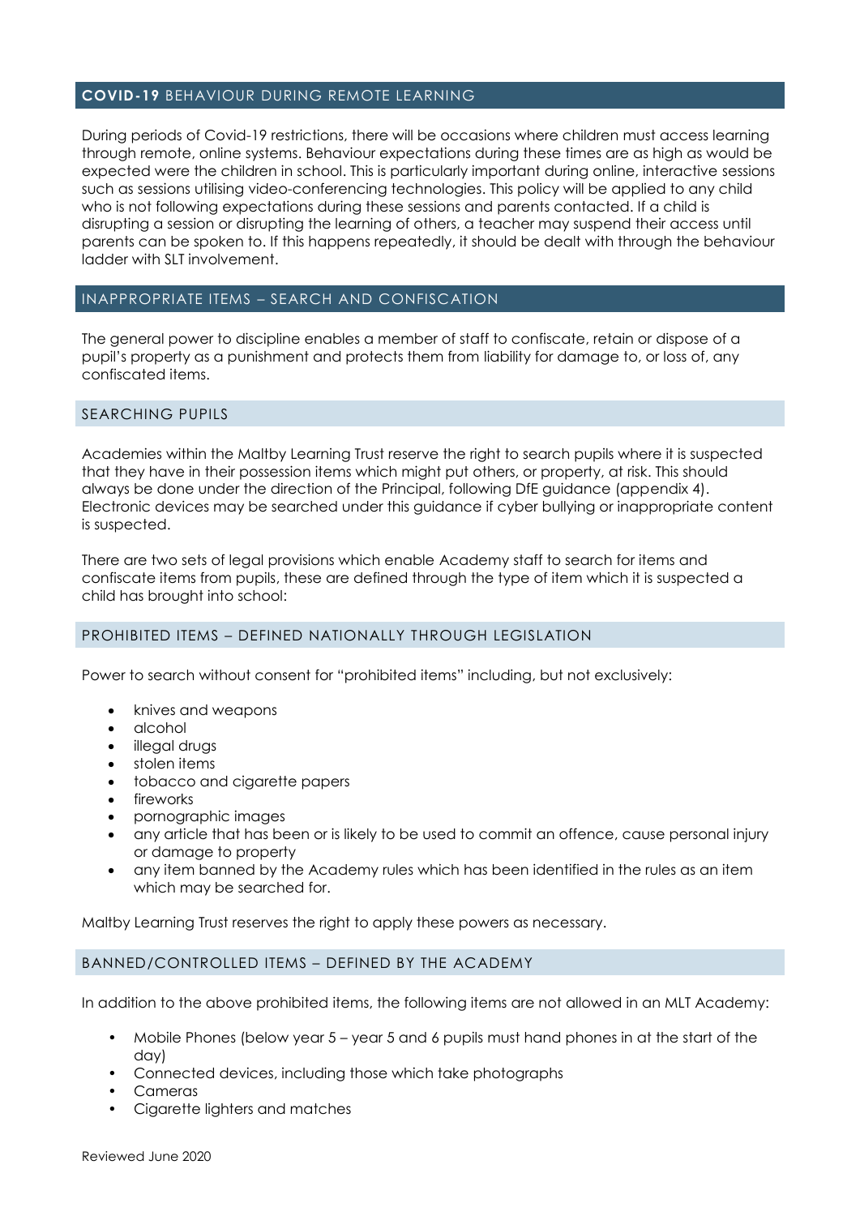## **COVID-19** BEHAVIOUR DURING REMOTE LEARNING

During periods of Covid-19 restrictions, there will be occasions where children must access learning through remote, online systems. Behaviour expectations during these times are as high as would be expected were the children in school. This is particularly important during online, interactive sessions such as sessions utilising video-conferencing technologies. This policy will be applied to any child who is not following expectations during these sessions and parents contacted. If a child is disrupting a session or disrupting the learning of others, a teacher may suspend their access until parents can be spoken to. If this happens repeatedly, it should be dealt with through the behaviour ladder with SLT involvement.

## INAPPROPRIATE ITEMS – SEARCH AND CONFISCATION

The general power to discipline enables a member of staff to confiscate, retain or dispose of a pupil's property as a punishment and protects them from liability for damage to, or loss of, any confiscated items.

### SEARCHING PUPILS

Academies within the Maltby Learning Trust reserve the right to search pupils where it is suspected that they have in their possession items which might put others, or property, at risk. This should always be done under the direction of the Principal, following DfE guidance (appendix 4). Electronic devices may be searched under this guidance if cyber bullying or inappropriate content is suspected.

There are two sets of legal provisions which enable Academy staff to search for items and confiscate items from pupils, these are defined through the type of item which it is suspected a child has brought into school:

### PROHIBITED ITEMS – DEFINED NATIONALLY THROUGH LEGISLATION

Power to search without consent for "prohibited items" including, but not exclusively:

- knives and weapons
- alcohol
- illegal drugs
- stolen items
- tobacco and cigarette papers
- fireworks
- pornographic images
- any article that has been or is likely to be used to commit an offence, cause personal injury or damage to property
- any item banned by the Academy rules which has been identified in the rules as an item which may be searched for.

Maltby Learning Trust reserves the right to apply these powers as necessary.

### BANNED/CONTROLLED ITEMS – DEFINED BY THE ACADEMY

In addition to the above prohibited items, the following items are not allowed in an MLT Academy:

- Mobile Phones (below year 5 – year 5 and 6 pupils must hand phones in at the start of the day)
- Connected devices, including those which take photographs
- Cameras
- Cigarette lighters and matches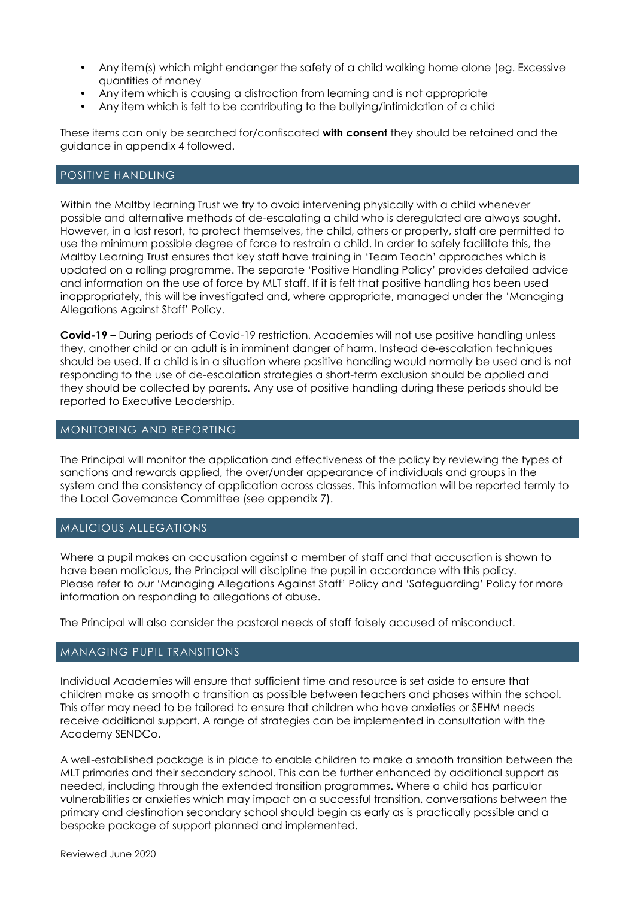- Any item(s) which might endanger the safety of a child walking home alone (eg. Excessive quantities of money
- Any item which is causing a distraction from learning and is not appropriate
- Any item which is felt to be contributing to the bullying/intimidation of a child

These items can only be searched for/confiscated **with consent** they should be retained and the guidance in appendix 4 followed.

## POSITIVE HANDLING

Within the Maltby learning Trust we try to avoid intervening physically with a child whenever possible and alternative methods of de-escalating a child who is deregulated are always sought. However, in a last resort, to protect themselves, the child, others or property, staff are permitted to use the minimum possible degree of force to restrain a child. In order to safely facilitate this, the Maltby Learning Trust ensures that key staff have training in 'Team Teach' approaches which is updated on a rolling programme. The separate 'Positive Handling Policy' provides detailed advice and information on the use of force by MLT staff. If it is felt that positive handling has been used inappropriately, this will be investigated and, where appropriate, managed under the 'Managing Allegations Against Staff' Policy.

**Covid-19 –** During periods of Covid-19 restriction, Academies will not use positive handling unless they, another child or an adult is in imminent danger of harm. Instead de-escalation techniques should be used. If a child is in a situation where positive handling would normally be used and is not responding to the use of de-escalation strategies a short-term exclusion should be applied and they should be collected by parents. Any use of positive handling during these periods should be reported to Executive Leadership.

## MONITORING AND REPORTING

The Principal will monitor the application and effectiveness of the policy by reviewing the types of sanctions and rewards applied, the over/under appearance of individuals and groups in the system and the consistency of application across classes. This information will be reported termly to the Local Governance Committee (see appendix 7).

## MALICIOUS ALLEGATIONS

Where a pupil makes an accusation against a member of staff and that accusation is shown to have been malicious, the Principal will discipline the pupil in accordance with this policy. Please refer to our 'Managing Allegations Against Staff' Policy and 'Safeguarding' Policy for more information on responding to allegations of abuse.

The Principal will also consider the pastoral needs of staff falsely accused of misconduct.

## MANAGING PUPIL TRANSITIONS

Individual Academies will ensure that sufficient time and resource is set aside to ensure that children make as smooth a transition as possible between teachers and phases within the school. This offer may need to be tailored to ensure that children who have anxieties or SEHM needs receive additional support. A range of strategies can be implemented in consultation with the Academy SENDCo.

A well-established package is in place to enable children to make a smooth transition between the MLT primaries and their secondary school. This can be further enhanced by additional support as needed, including through the extended transition programmes. Where a child has particular vulnerabilities or anxieties which may impact on a successful transition, conversations between the primary and destination secondary school should begin as early as is practically possible and a bespoke package of support planned and implemented.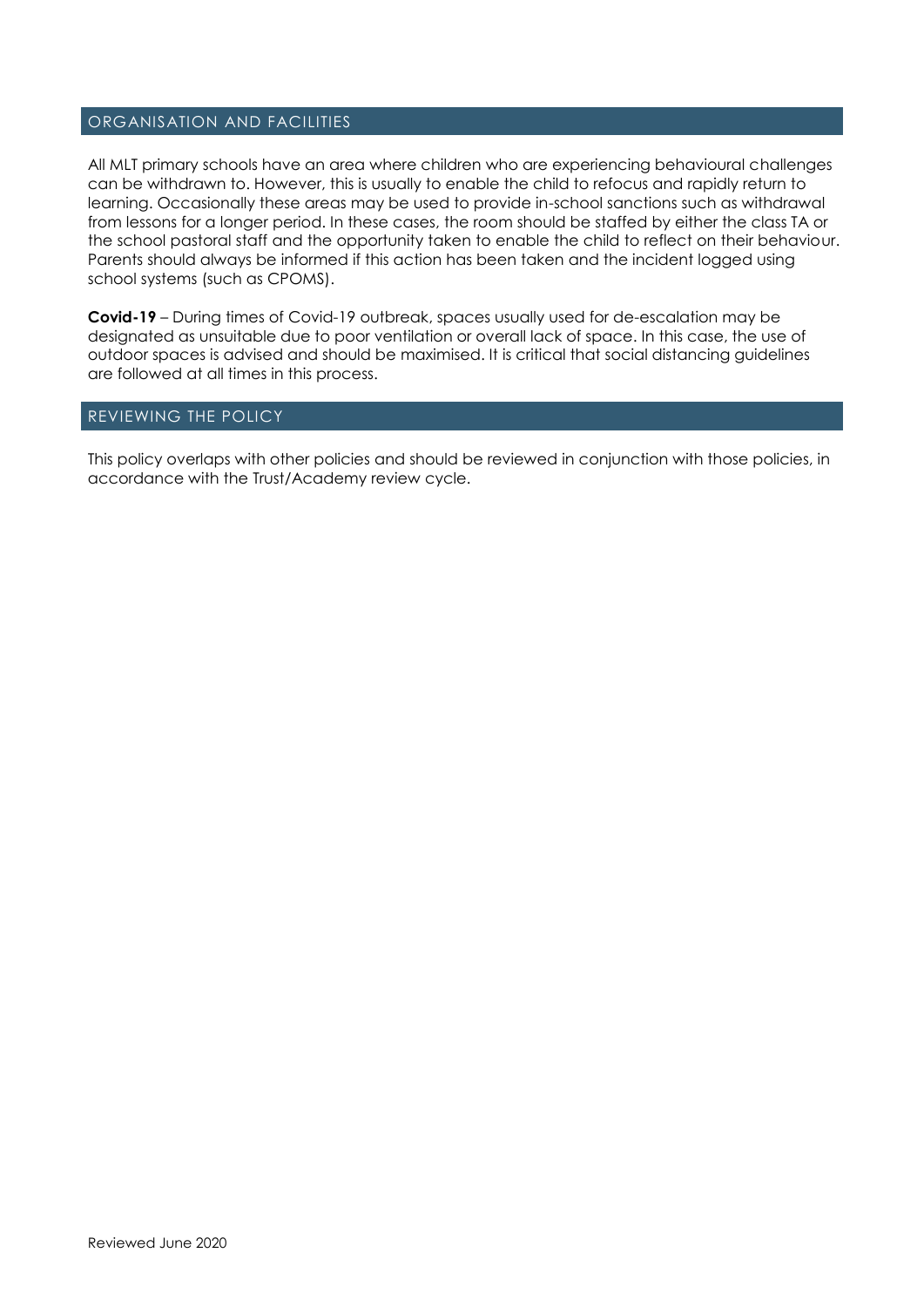## ORGANISATION AND FACILITIES

All MLT primary schools have an area where children who are experiencing behavioural challenges can be withdrawn to. However, this is usually to enable the child to refocus and rapidly return to learning. Occasionally these areas may be used to provide in-school sanctions such as withdrawal from lessons for a longer period. In these cases, the room should be staffed by either the class TA or the school pastoral staff and the opportunity taken to enable the child to reflect on their behaviour. Parents should always be informed if this action has been taken and the incident logged using school systems (such as CPOMS).

**Covid-19** – During times of Covid-19 outbreak, spaces usually used for de-escalation may be designated as unsuitable due to poor ventilation or overall lack of space. In this case, the use of outdoor spaces is advised and should be maximised. It is critical that social distancing guidelines are followed at all times in this process.

## REVIEWING THE POLICY

This policy overlaps with other policies and should be reviewed in conjunction with those policies, in accordance with the Trust/Academy review cycle.

Reviewed June 2020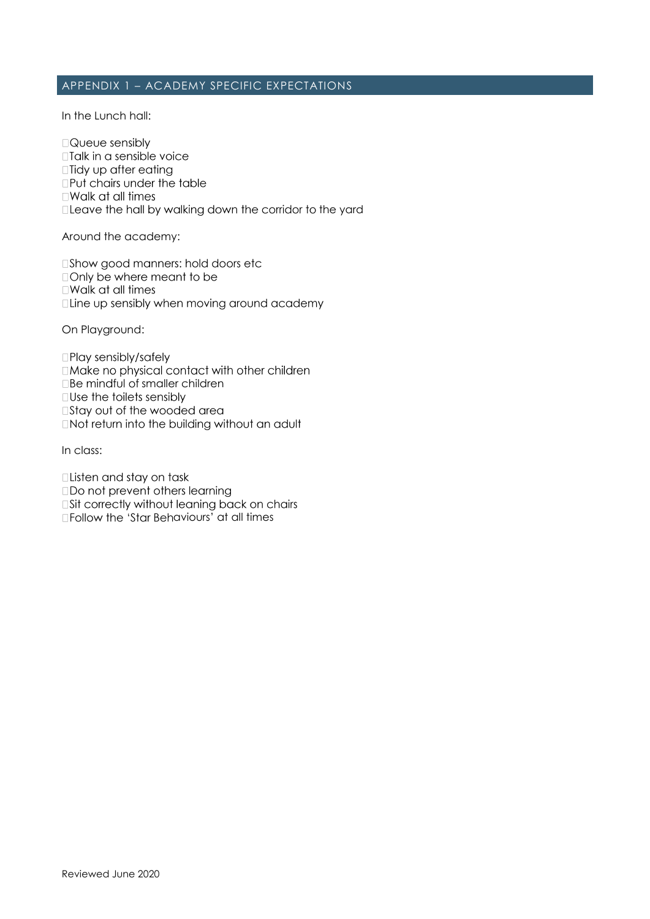## APPENDIX 1 – ACADEMY SPECIFIC EXPECTATIONS

In the Lunch hall:

- Queue sensibly
- Talk in a sensible voice
- Tidy up after eating
- Put chairs under the table
- Walk at all times
- Leave the hall by walking down the corridor to the yard

Around the academy:

- Show good manners: hold doors etc
- Only be where meant to be
- Walk at all times
- Line up sensibly when moving around academy

On Playground:

- Play sensibly/safely
- Make no physical contact with other children
- Be mindful of smaller children
- Use the toilets sensibly
- Stay out of the wooded area
- Not return into the building without an adult

In class:

- Listen and stay on task
- Do not prevent others learning
- Sit correctly without leaning back on chairs
- Follow the 'Star Behaviours' at all times

Reviewed June 2020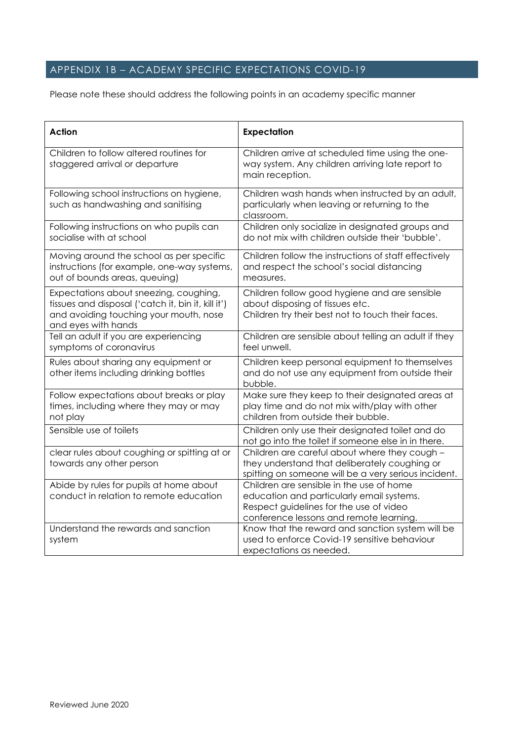## APPENDIX 1B – ACADEMY SPECIFIC EXPECTATIONS COVID-19

Please note these should address the following points in an academy specific manner

| **Action** | **Expectation** |
|---|---|
| Children to follow altered routines for staggered arrival or departure | Children arrive at scheduled time using the one-way system. Any children arriving late report to main reception. |
| Following school instructions on hygiene, such as handwashing and sanitising | Children wash hands when instructed by an adult, particularly when leaving or returning to the classroom. |
| Following instructions on who pupils can socialise with at school | Children only socialize in designated groups and do not mix with children outside their 'bubble'. |
| Moving around the school as per specific instructions (for example, one-way systems, out of bounds areas, queuing) | Children follow the instructions of staff effectively and respect the school's social distancing measures. |
| Expectations about sneezing, coughing, tissues and disposal ('catch it, bin it, kill it') and avoiding touching your mouth, nose and eyes with hands | Children follow good hygiene and are sensible about disposing of tissues etc. Children try their best not to touch their faces. |
| Tell an adult if you are experiencing symptoms of coronavirus | Children are sensible about telling an adult if they feel unwell. |
| Rules about sharing any equipment or other items including drinking bottles | Children keep personal equipment to themselves and do not use any equipment from outside their bubble. |
| Follow expectations about breaks or play times, including where they may or may not play | Make sure they keep to their designated areas at play time and do not mix with/play with other children from outside their bubble. |
| Sensible use of toilets | Children only use their designated toilet and do not go into the toilet if someone else in in there. |
| clear rules about coughing or spitting at or towards any other person | Children are careful about where they cough – they understand that deliberately coughing or spitting on someone will be a very serious incident. |
| Abide by rules for pupils at home about conduct in relation to remote education | Children are sensible in the use of home education and particularly email systems. Respect guidelines for the use of video conference lessons and remote learning. |
| Understand the rewards and sanction system | Know that the reward and sanction system will be used to enforce Covid-19 sensitive behaviour expectations as needed. |

Reviewed June 2020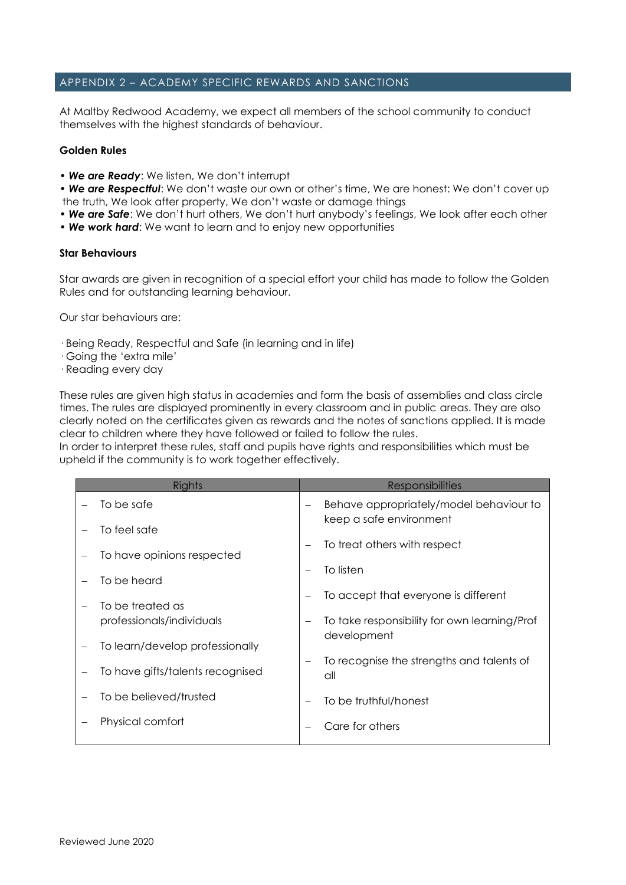## APPENDIX 2 – ACADEMY SPECIFIC REWARDS AND SANCTIONS

At Maltby Redwood Academy, we expect all members of the school community to conduct themselves with the highest standards of behaviour.

**Golden Rules**

- ***We are Ready***: We listen, We don't interrupt
- ***We are Respectful***: We don't waste our own or other's time, We are honest: We don't cover up the truth, We look after property, We don't waste or damage things
- ***We are Safe***: We don't hurt others, We don't hurt anybody's feelings, We look after each other
- ***We work hard***: We want to learn and to enjoy new opportunities

**Star Behaviours**

Star awards are given in recognition of a special effort your child has made to follow the Golden Rules and for outstanding learning behaviour.

Our star behaviours are:

- Being Ready, Respectful and Safe (in learning and in life)
- Going the 'extra mile'
- Reading every day

These rules are given high status in academies and form the basis of assemblies and class circle times. The rules are displayed prominently in every classroom and in public areas. They are also clearly noted on the certificates given as rewards and the notes of sanctions applied. It is made clear to children where they have followed or failed to follow the rules.
In order to interpret these rules, staff and pupils have rights and responsibilities which must be upheld if the community is to work together effectively.

| Rights | Responsibilities |
|---|---|
| – To be safe<br>– To feel safe<br>– To have opinions respected<br>– To be heard<br>– To be treated as professionals/individuals<br>– To learn/develop professionally<br>– To have gifts/talents recognised<br>– To be believed/trusted<br>– Physical comfort | – Behave appropriately/model behaviour to keep a safe environment<br>– To treat others with respect<br>– To listen<br>– To accept that everyone is different<br>– To take responsibility for own learning/Prof development<br>– To recognise the strengths and talents of all<br>– To be truthful/honest<br>– Care for others |

Reviewed June 2020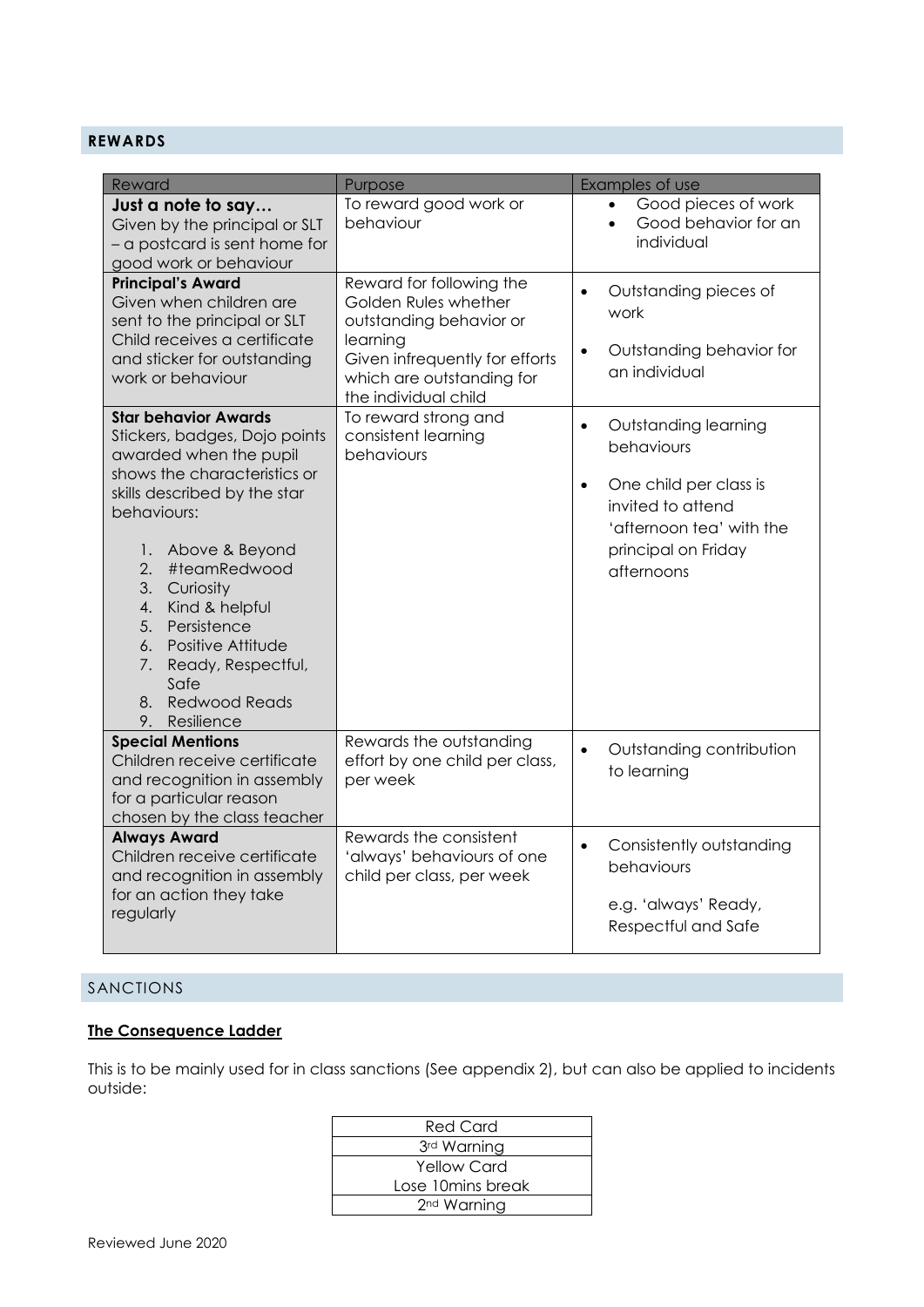## REWARDS

| Reward | Purpose | Examples of use |
|---|---|---|
| **Just a note to say…** Given by the principal or SLT – a postcard is sent home for good work or behaviour | To reward good work or behaviour | • Good pieces of work • Good behavior for an individual |
| **Principal's Award** Given when children are sent to the principal or SLT Child receives a certificate and sticker for outstanding work or behaviour | Reward for following the Golden Rules whether outstanding behavior or learning Given infrequently for efforts which are outstanding for the individual child | • Outstanding pieces of work • Outstanding behavior for an individual |
| **Star behavior Awards** Stickers, badges, Dojo points awarded when the pupil shows the characteristics or skills described by the star behaviours: 1. Above & Beyond 2. #teamRedwood 3. Curiosity 4. Kind & helpful 5. Persistence 6. Positive Attitude 7. Ready, Respectful, Safe 8. Redwood Reads 9. Resilience | To reward strong and consistent learning behaviours | • Outstanding learning behaviours • One child per class is invited to attend 'afternoon tea' with the principal on Friday afternoons |
| **Special Mentions** Children receive certificate and recognition in assembly for a particular reason chosen by the class teacher | Rewards the outstanding effort by one child per class, per week | • Outstanding contribution to learning |
| **Always Award** Children receive certificate and recognition in assembly for an action they take regularly | Rewards the consistent 'always' behaviours of one child per class, per week | • Consistently outstanding behaviours e.g. 'always' Ready, Respectful and Safe |

## SANCTIONS

**The Consequence Ladder**

This is to be mainly used for in class sanctions (See appendix 2), but can also be applied to incidents outside:

| Red Card |
|---|
| 3rd Warning |
| Yellow Card Lose 10mins break |
| 2nd Warning |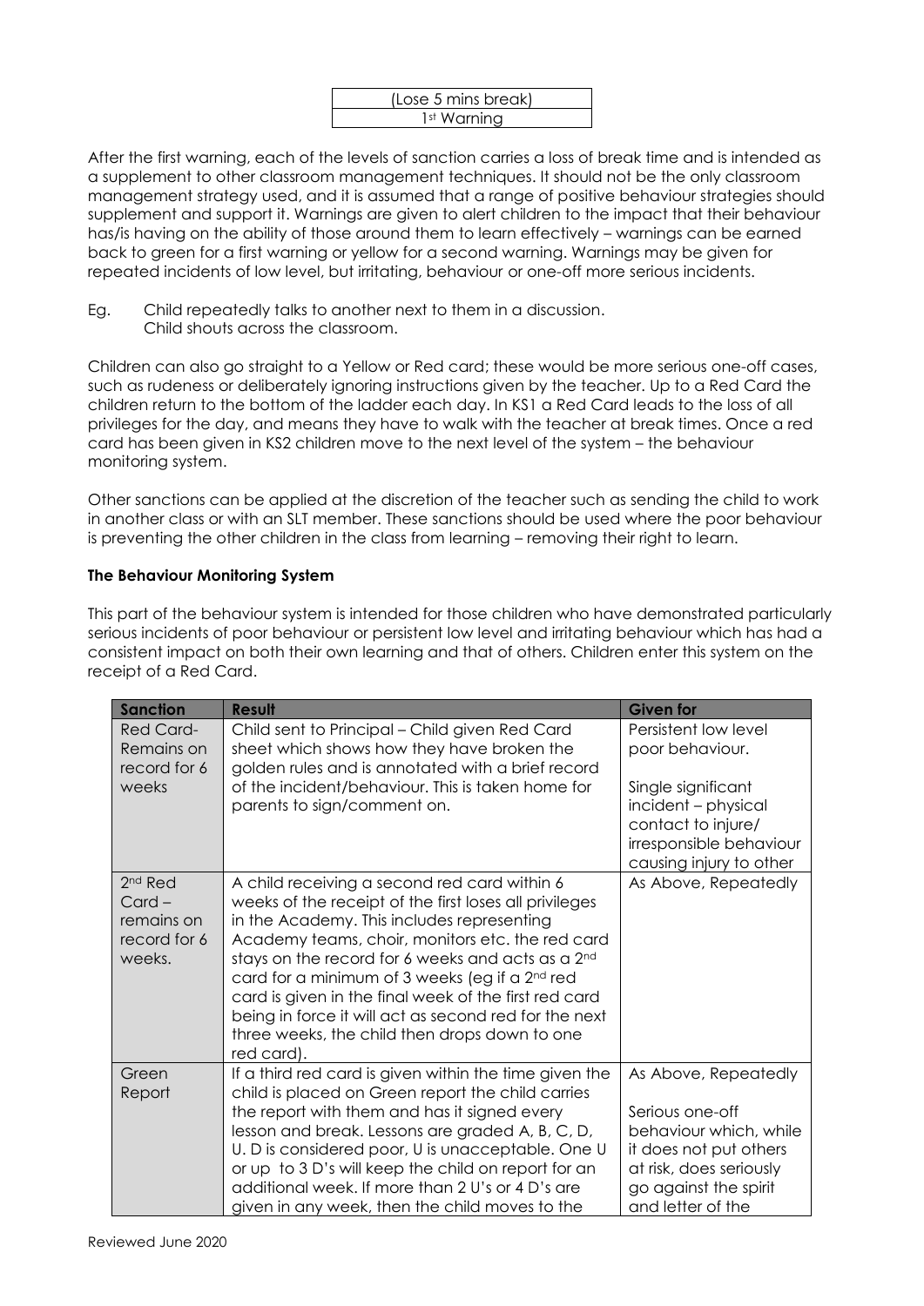| (Lose 5 mins break) |
| --- |
| 1st Warning |

After the first warning, each of the levels of sanction carries a loss of break time and is intended as a supplement to other classroom management techniques. It should not be the only classroom management strategy used, and it is assumed that a range of positive behaviour strategies should supplement and support it. Warnings are given to alert children to the impact that their behaviour has/is having on the ability of those around them to learn effectively – warnings can be earned back to green for a first warning or yellow for a second warning. Warnings may be given for repeated incidents of low level, but irritating, behaviour or one-off more serious incidents.

Eg. Child repeatedly talks to another next to them in a discussion.
Child shouts across the classroom.

Children can also go straight to a Yellow or Red card; these would be more serious one-off cases, such as rudeness or deliberately ignoring instructions given by the teacher. Up to a Red Card the children return to the bottom of the ladder each day. In KS1 a Red Card leads to the loss of all privileges for the day, and means they have to walk with the teacher at break times. Once a red card has been given in KS2 children move to the next level of the system – the behaviour monitoring system.

Other sanctions can be applied at the discretion of the teacher such as sending the child to work in another class or with an SLT member. These sanctions should be used where the poor behaviour is preventing the other children in the class from learning – removing their right to learn.

**The Behaviour Monitoring System**

This part of the behaviour system is intended for those children who have demonstrated particularly serious incidents of poor behaviour or persistent low level and irritating behaviour which has had a consistent impact on both their own learning and that of others. Children enter this system on the receipt of a Red Card.

| Sanction | Result | Given for |
| --- | --- | --- |
| Red Card- Remains on record for 6 weeks | Child sent to Principal – Child given Red Card sheet which shows how they have broken the golden rules and is annotated with a brief record of the incident/behaviour. This is taken home for parents to sign/comment on. | Persistent low level poor behaviour.<br><br>Single significant incident – physical contact to injure/ irresponsible behaviour causing injury to other |
| 2nd Red Card – remains on record for 6 weeks. | A child receiving a second red card within 6 weeks of the receipt of the first loses all privileges in the Academy. This includes representing Academy teams, choir, monitors etc. the red card stays on the record for 6 weeks and acts as a 2nd card for a minimum of 3 weeks (eg if a 2nd red card is given in the final week of the first red card being in force it will act as second red for the next three weeks, the child then drops down to one red card). | As Above, Repeatedly |
| Green Report | If a third red card is given within the time given the child is placed on Green report the child carries the report with them and has it signed every lesson and break. Lessons are graded A, B, C, D, U. D is considered poor, U is unacceptable. One U or up to 3 D's will keep the child on report for an additional week. If more than 2 U's or 4 D's are given in any week, then the child moves to the | As Above, Repeatedly<br><br>Serious one-off behaviour which, while it does not put others at risk, does seriously go against the spirit and letter of the |

Reviewed June 2020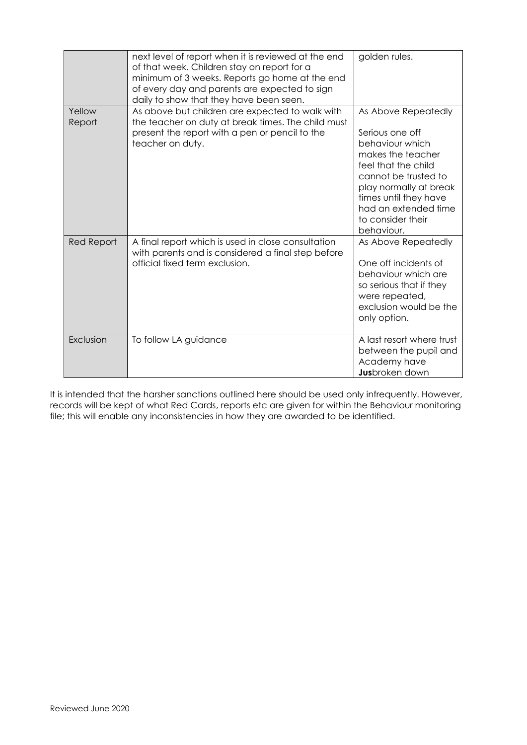| | next level of report when it is reviewed at the end of that week. Children stay on report for a minimum of 3 weeks. Reports go home at the end of every day and parents are expected to sign daily to show that they have been seen. | golden rules. |
|---|---|---|
| Yellow Report | As above but children are expected to walk with the teacher on duty at break times. The child must present the report with a pen or pencil to the teacher on duty. | As Above Repeatedly<br><br>Serious one off behaviour which makes the teacher feel that the child cannot be trusted to play normally at break times until they have had an extended time to consider their behaviour. |
| Red Report | A final report which is used in close consultation with parents and is considered a final step before official fixed term exclusion. | As Above Repeatedly<br><br>One off incidents of behaviour which are so serious that if they were repeated, exclusion would be the only option. |
| Exclusion | To follow LA guidance | A last resort where trust between the pupil and Academy have **Jus**broken down |

It is intended that the harsher sanctions outlined here should be used only infrequently. However, records will be kept of what Red Cards, reports etc are given for within the Behaviour monitoring file; this will enable any inconsistencies in how they are awarded to be identified.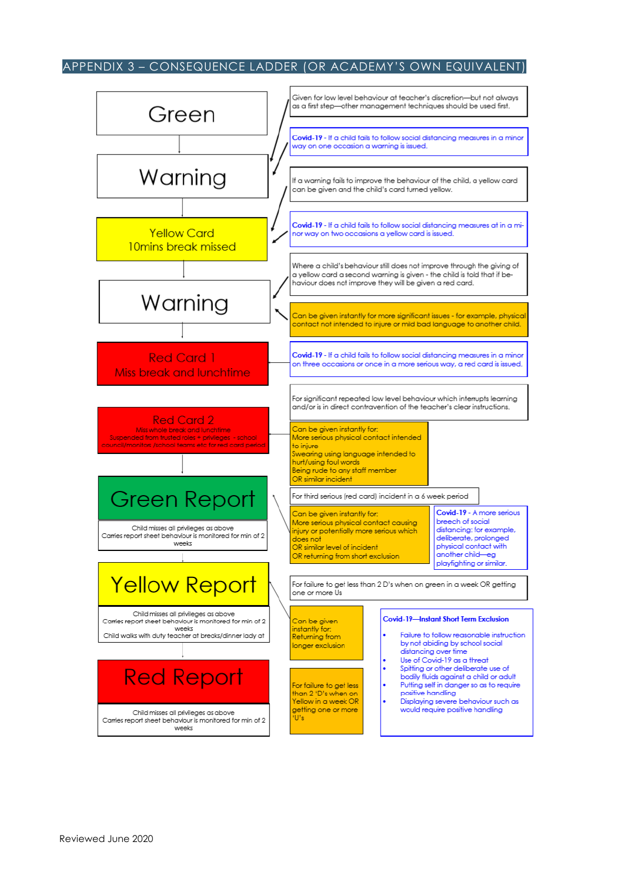## APPENDIX 3 – CONSEQUENCE LADDER (OR ACADEMY'S OWN EQUIVALENT)

**Green**

Given for low level behaviour at teacher's discretion—but not always as a first step—other management techniques should be used first.

**Covid-19** - If a child fails to follow social distancing measures in a minor way on one occasion a warning is issued.

**Warning**

If a warning fails to improve the behaviour of the child, a yellow card can be given and the child's card turned yellow.

**Covid-19** - If a child fails to follow social distancing measures at in a minor way on two occasions a yellow card is issued.

**Yellow Card**
10mins break missed

Where a child's behaviour still does not improve through the giving of a yellow card a second warning is given - the child is told that if behaviour does not improve they will be given a red card.

**Warning**

Can be given instantly for more significant issues - for example, physical contact not intended to injure or mild bad language to another child.

**Covid-19** - If a child fails to follow social distancing measures in a minor on three occasions or once in a more serious way, a red card is issued.

**Red Card 1**
Miss break and lunchtime

For significant repeated low level behaviour which interrupts learning and/or is in direct contravention of the teacher's clear instructions.

**Red Card 2**
Miss whole break and lunchtime
Suspended from trusted roles + privileges - school council/monitors /school teams etc for red card period

Can be given instantly for:
More serious physical contact intended to injure
Swearing using language intended to hurt/using foul words
Being rude to any staff member
OR similar incident

For third serious (red card) incident in a 6 week period

**Green Report**
Child misses all privileges as above
Carries report sheet behaviour is monitored for min of 2 weeks

Can be given instantly for:
More serious physical contact causing injury or potentially more serious which does not
OR similar level of incident
OR returning from short exclusion

**Covid-19** - A more serious breech of social distancing: for example, deliberate, prolonged physical contact with another child—eg playfighting or similar.

For failure to get less than 2 D's when on green in a week OR getting one or more Us

**Yellow Report**
Child misses all privileges as above
Carries report sheet behaviour is monitored for min of 2 weeks
Child walks with duty teacher at breaks/dinner lady at

Can be given instantly for:
Returning from longer exclusion

For failure to get less than 2 'D's when on Yellow in a week OR getting one or more 'U's

**Red Report**
Child misses all privileges as above
Carries report sheet behaviour is monitored for min of 2 weeks

**Covid-19—Instant Short Term Exclusion**

- Failure to follow reasonable instruction by not abiding by school social distancing over time
- Use of Covid-19 as a threat
- Spitting or other deliberate use of bodily fluids against a child or adult
- Putting self in danger so as to require positive handling
- Displaying severe behaviour such as would require positive handling

Reviewed June 2020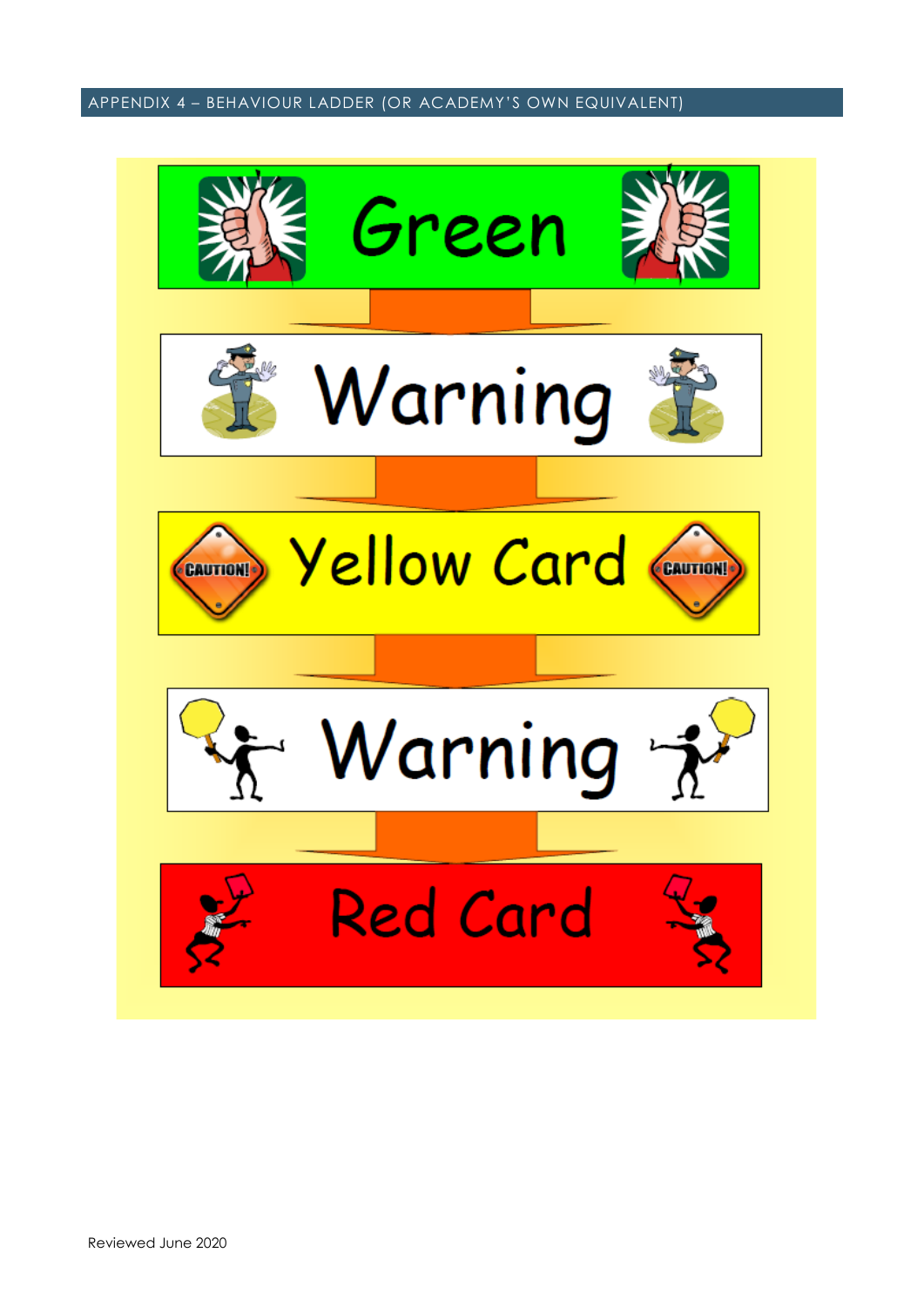## APPENDIX 4 – BEHAVIOUR LADDER (OR ACADEMY'S OWN EQUIVALENT)

Green

Warning

Yellow Card

Warning

Red Card

Reviewed June 2020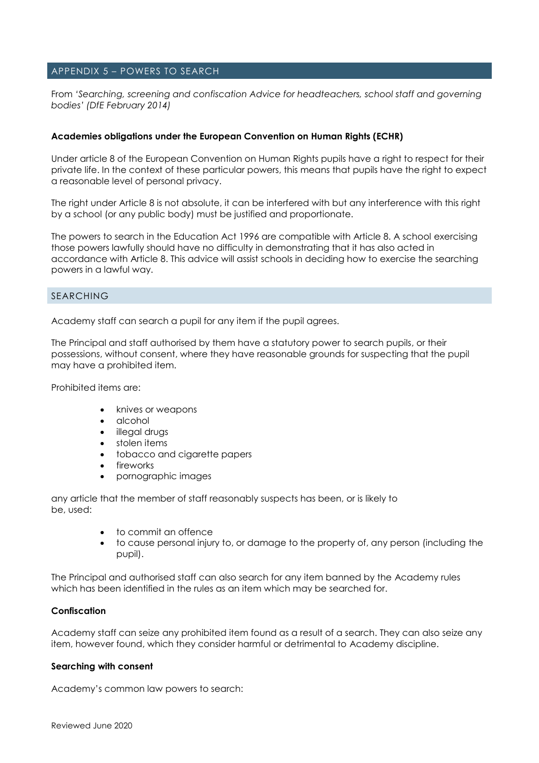## APPENDIX 5 – POWERS TO SEARCH

From '*Searching, screening and confiscation Advice for headteachers, school staff and governing bodies' (DfE February 2014)*

**Academies obligations under the European Convention on Human Rights (ECHR)**

Under article 8 of the European Convention on Human Rights pupils have a right to respect for their private life. In the context of these particular powers, this means that pupils have the right to expect a reasonable level of personal privacy.

The right under Article 8 is not absolute, it can be interfered with but any interference with this right by a school (or any public body) must be justified and proportionate.

The powers to search in the Education Act 1996 are compatible with Article 8. A school exercising those powers lawfully should have no difficulty in demonstrating that it has also acted in accordance with Article 8. This advice will assist schools in deciding how to exercise the searching powers in a lawful way.

### SEARCHING

Academy staff can search a pupil for any item if the pupil agrees.

The Principal and staff authorised by them have a statutory power to search pupils, or their possessions, without consent, where they have reasonable grounds for suspecting that the pupil may have a prohibited item.

Prohibited items are:

- knives or weapons
- alcohol
- illegal drugs
- stolen items
- tobacco and cigarette papers
- fireworks
- pornographic images

any article that the member of staff reasonably suspects has been, or is likely to be, used:

- to commit an offence
- to cause personal injury to, or damage to the property of, any person (including the pupil).

The Principal and authorised staff can also search for any item banned by the Academy rules which has been identified in the rules as an item which may be searched for.

**Confiscation**

Academy staff can seize any prohibited item found as a result of a search. They can also seize any item, however found, which they consider harmful or detrimental to Academy discipline.

**Searching with consent**

Academy's common law powers to search: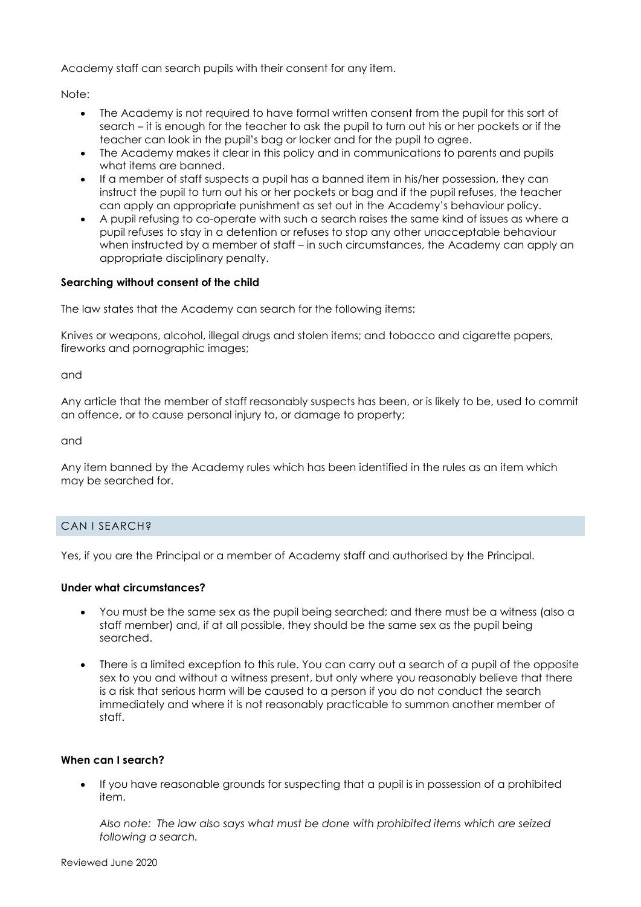Academy staff can search pupils with their consent for any item.

Note:

- The Academy is not required to have formal written consent from the pupil for this sort of search – it is enough for the teacher to ask the pupil to turn out his or her pockets or if the teacher can look in the pupil's bag or locker and for the pupil to agree.
- The Academy makes it clear in this policy and in communications to parents and pupils what items are banned.
- If a member of staff suspects a pupil has a banned item in his/her possession, they can instruct the pupil to turn out his or her pockets or bag and if the pupil refuses, the teacher can apply an appropriate punishment as set out in the Academy's behaviour policy.
- A pupil refusing to co-operate with such a search raises the same kind of issues as where a pupil refuses to stay in a detention or refuses to stop any other unacceptable behaviour when instructed by a member of staff – in such circumstances, the Academy can apply an appropriate disciplinary penalty.

**Searching without consent of the child**

The law states that the Academy can search for the following items:

Knives or weapons, alcohol, illegal drugs and stolen items; and tobacco and cigarette papers, fireworks and pornographic images;

and

Any article that the member of staff reasonably suspects has been, or is likely to be, used to commit an offence, or to cause personal injury to, or damage to property;

and

Any item banned by the Academy rules which has been identified in the rules as an item which may be searched for.

## CAN I SEARCH?

Yes, if you are the Principal or a member of Academy staff and authorised by the Principal.

**Under what circumstances?**

- You must be the same sex as the pupil being searched; and there must be a witness (also a staff member) and, if at all possible, they should be the same sex as the pupil being searched.
- There is a limited exception to this rule. You can carry out a search of a pupil of the opposite sex to you and without a witness present, but only where you reasonably believe that there is a risk that serious harm will be caused to a person if you do not conduct the search immediately and where it is not reasonably practicable to summon another member of staff.

**When can I search?**

- If you have reasonable grounds for suspecting that a pupil is in possession of a prohibited item.

  *Also note: The law also says what must be done with prohibited items which are seized following a search.*

Reviewed June 2020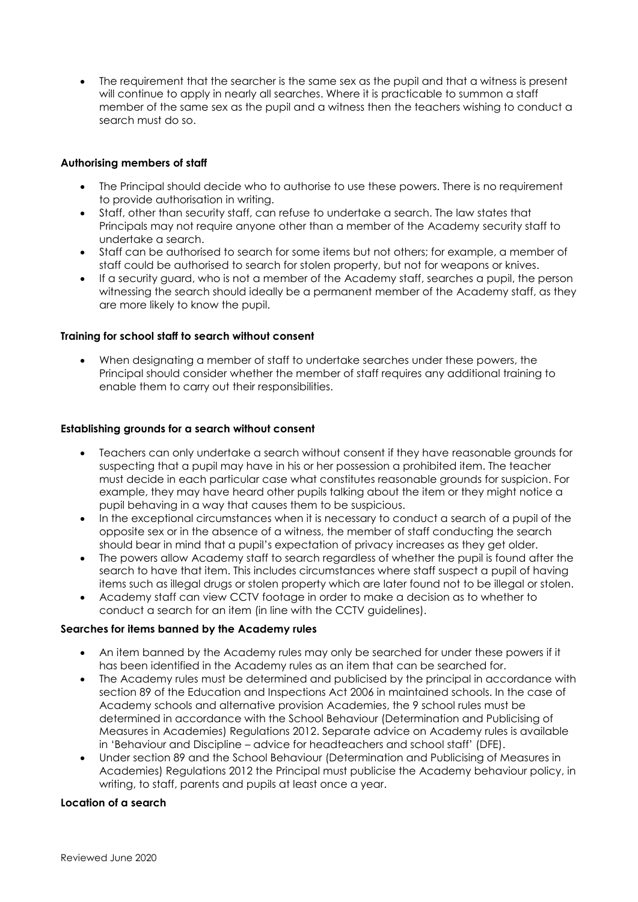- The requirement that the searcher is the same sex as the pupil and that a witness is present will continue to apply in nearly all searches. Where it is practicable to summon a staff member of the same sex as the pupil and a witness then the teachers wishing to conduct a search must do so.

**Authorising members of staff**

- The Principal should decide who to authorise to use these powers. There is no requirement to provide authorisation in writing.
- Staff, other than security staff, can refuse to undertake a search. The law states that Principals may not require anyone other than a member of the Academy security staff to undertake a search.
- Staff can be authorised to search for some items but not others; for example, a member of staff could be authorised to search for stolen property, but not for weapons or knives.
- If a security guard, who is not a member of the Academy staff, searches a pupil, the person witnessing the search should ideally be a permanent member of the Academy staff, as they are more likely to know the pupil.

**Training for school staff to search without consent**

- When designating a member of staff to undertake searches under these powers, the Principal should consider whether the member of staff requires any additional training to enable them to carry out their responsibilities.

**Establishing grounds for a search without consent**

- Teachers can only undertake a search without consent if they have reasonable grounds for suspecting that a pupil may have in his or her possession a prohibited item. The teacher must decide in each particular case what constitutes reasonable grounds for suspicion. For example, they may have heard other pupils talking about the item or they might notice a pupil behaving in a way that causes them to be suspicious.
- In the exceptional circumstances when it is necessary to conduct a search of a pupil of the opposite sex or in the absence of a witness, the member of staff conducting the search should bear in mind that a pupil's expectation of privacy increases as they get older.
- The powers allow Academy staff to search regardless of whether the pupil is found after the search to have that item. This includes circumstances where staff suspect a pupil of having items such as illegal drugs or stolen property which are later found not to be illegal or stolen.
- Academy staff can view CCTV footage in order to make a decision as to whether to conduct a search for an item (in line with the CCTV guidelines).

**Searches for items banned by the Academy rules**

- An item banned by the Academy rules may only be searched for under these powers if it has been identified in the Academy rules as an item that can be searched for.
- The Academy rules must be determined and publicised by the principal in accordance with section 89 of the Education and Inspections Act 2006 in maintained schools. In the case of Academy schools and alternative provision Academies, the 9 school rules must be determined in accordance with the School Behaviour (Determination and Publicising of Measures in Academies) Regulations 2012. Separate advice on Academy rules is available in 'Behaviour and Discipline – advice for headteachers and school staff' (DFE).
- Under section 89 and the School Behaviour (Determination and Publicising of Measures in Academies) Regulations 2012 the Principal must publicise the Academy behaviour policy, in writing, to staff, parents and pupils at least once a year.

**Location of a search**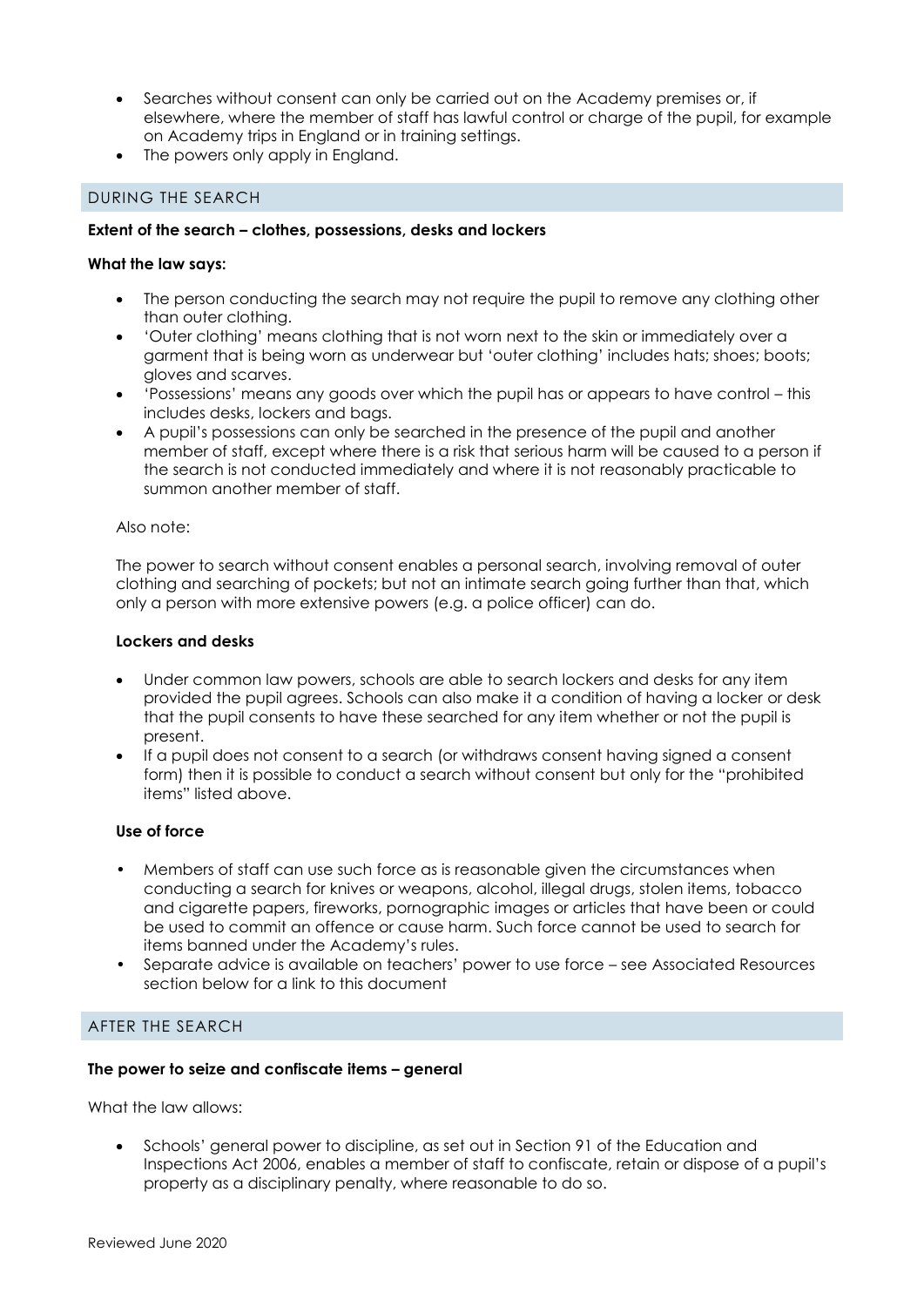- Searches without consent can only be carried out on the Academy premises or, if elsewhere, where the member of staff has lawful control or charge of the pupil, for example on Academy trips in England or in training settings.
- The powers only apply in England.

## DURING THE SEARCH

**Extent of the search – clothes, possessions, desks and lockers**

**What the law says:**

- The person conducting the search may not require the pupil to remove any clothing other than outer clothing.
- 'Outer clothing' means clothing that is not worn next to the skin or immediately over a garment that is being worn as underwear but 'outer clothing' includes hats; shoes; boots; gloves and scarves.
- 'Possessions' means any goods over which the pupil has or appears to have control – this includes desks, lockers and bags.
- A pupil's possessions can only be searched in the presence of the pupil and another member of staff, except where there is a risk that serious harm will be caused to a person if the search is not conducted immediately and where it is not reasonably practicable to summon another member of staff.

Also note:

The power to search without consent enables a personal search, involving removal of outer clothing and searching of pockets; but not an intimate search going further than that, which only a person with more extensive powers (e.g. a police officer) can do.

**Lockers and desks**

- Under common law powers, schools are able to search lockers and desks for any item provided the pupil agrees. Schools can also make it a condition of having a locker or desk that the pupil consents to have these searched for any item whether or not the pupil is present.
- If a pupil does not consent to a search (or withdraws consent having signed a consent form) then it is possible to conduct a search without consent but only for the "prohibited items" listed above.

**Use of force**

- Members of staff can use such force as is reasonable given the circumstances when conducting a search for knives or weapons, alcohol, illegal drugs, stolen items, tobacco and cigarette papers, fireworks, pornographic images or articles that have been or could be used to commit an offence or cause harm. Such force cannot be used to search for items banned under the Academy's rules.
- Separate advice is available on teachers' power to use force – see Associated Resources section below for a link to this document

## AFTER THE SEARCH

**The power to seize and confiscate items – general**

What the law allows:

- Schools' general power to discipline, as set out in Section 91 of the Education and Inspections Act 2006, enables a member of staff to confiscate, retain or dispose of a pupil's property as a disciplinary penalty, where reasonable to do so.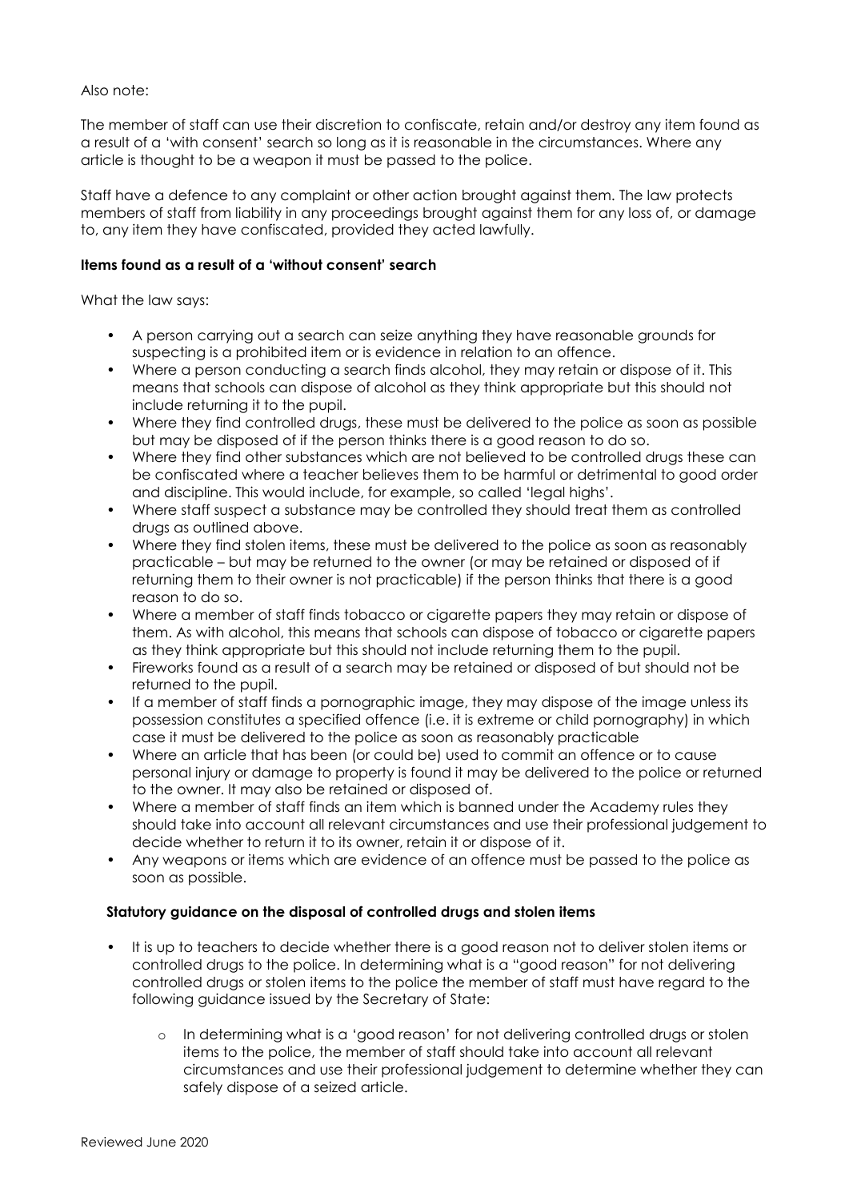Also note:

The member of staff can use their discretion to confiscate, retain and/or destroy any item found as a result of a 'with consent' search so long as it is reasonable in the circumstances. Where any article is thought to be a weapon it must be passed to the police.

Staff have a defence to any complaint or other action brought against them. The law protects members of staff from liability in any proceedings brought against them for any loss of, or damage to, any item they have confiscated, provided they acted lawfully.

**Items found as a result of a 'without consent' search**

What the law says:

- A person carrying out a search can seize anything they have reasonable grounds for suspecting is a prohibited item or is evidence in relation to an offence.
- Where a person conducting a search finds alcohol, they may retain or dispose of it. This means that schools can dispose of alcohol as they think appropriate but this should not include returning it to the pupil.
- Where they find controlled drugs, these must be delivered to the police as soon as possible but may be disposed of if the person thinks there is a good reason to do so.
- Where they find other substances which are not believed to be controlled drugs these can be confiscated where a teacher believes them to be harmful or detrimental to good order and discipline. This would include, for example, so called 'legal highs'.
- Where staff suspect a substance may be controlled they should treat them as controlled drugs as outlined above.
- Where they find stolen items, these must be delivered to the police as soon as reasonably practicable – but may be returned to the owner (or may be retained or disposed of if returning them to their owner is not practicable) if the person thinks that there is a good reason to do so.
- Where a member of staff finds tobacco or cigarette papers they may retain or dispose of them. As with alcohol, this means that schools can dispose of tobacco or cigarette papers as they think appropriate but this should not include returning them to the pupil.
- Fireworks found as a result of a search may be retained or disposed of but should not be returned to the pupil.
- If a member of staff finds a pornographic image, they may dispose of the image unless its possession constitutes a specified offence (i.e. it is extreme or child pornography) in which case it must be delivered to the police as soon as reasonably practicable
- Where an article that has been (or could be) used to commit an offence or to cause personal injury or damage to property is found it may be delivered to the police or returned to the owner. It may also be retained or disposed of.
- Where a member of staff finds an item which is banned under the Academy rules they should take into account all relevant circumstances and use their professional judgement to decide whether to return it to its owner, retain it or dispose of it.
- Any weapons or items which are evidence of an offence must be passed to the police as soon as possible.

**Statutory guidance on the disposal of controlled drugs and stolen items**

- It is up to teachers to decide whether there is a good reason not to deliver stolen items or controlled drugs to the police. In determining what is a "good reason" for not delivering controlled drugs or stolen items to the police the member of staff must have regard to the following guidance issued by the Secretary of State:
  - In determining what is a 'good reason' for not delivering controlled drugs or stolen items to the police, the member of staff should take into account all relevant circumstances and use their professional judgement to determine whether they can safely dispose of a seized article.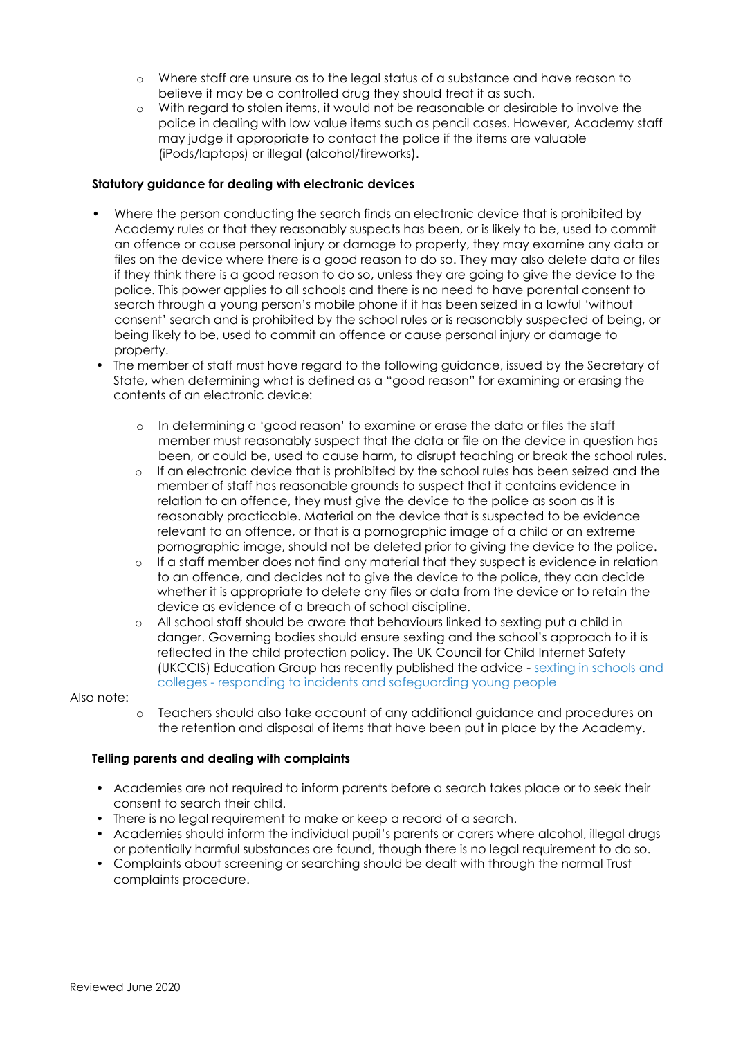- Where staff are unsure as to the legal status of a substance and have reason to believe it may be a controlled drug they should treat it as such.
  - With regard to stolen items, it would not be reasonable or desirable to involve the police in dealing with low value items such as pencil cases. However, Academy staff may judge it appropriate to contact the police if the items are valuable (iPods/laptops) or illegal (alcohol/fireworks).

**Statutory guidance for dealing with electronic devices**

- Where the person conducting the search finds an electronic device that is prohibited by Academy rules or that they reasonably suspects has been, or is likely to be, used to commit an offence or cause personal injury or damage to property, they may examine any data or files on the device where there is a good reason to do so. They may also delete data or files if they think there is a good reason to do so, unless they are going to give the device to the police. This power applies to all schools and there is no need to have parental consent to search through a young person's mobile phone if it has been seized in a lawful 'without consent' search and is prohibited by the school rules or is reasonably suspected of being, or being likely to be, used to commit an offence or cause personal injury or damage to property.
- The member of staff must have regard to the following guidance, issued by the Secretary of State, when determining what is defined as a "good reason" for examining or erasing the contents of an electronic device:

  - In determining a 'good reason' to examine or erase the data or files the staff member must reasonably suspect that the data or file on the device in question has been, or could be, used to cause harm, to disrupt teaching or break the school rules.
  - If an electronic device that is prohibited by the school rules has been seized and the member of staff has reasonable grounds to suspect that it contains evidence in relation to an offence, they must give the device to the police as soon as it is reasonably practicable. Material on the device that is suspected to be evidence relevant to an offence, or that is a pornographic image of a child or an extreme pornographic image, should not be deleted prior to giving the device to the police.
  - If a staff member does not find any material that they suspect is evidence in relation to an offence, and decides not to give the device to the police, they can decide whether it is appropriate to delete any files or data from the device or to retain the device as evidence of a breach of school discipline.
  - All school staff should be aware that behaviours linked to sexting put a child in danger. Governing bodies should ensure sexting and the school's approach to it is reflected in the child protection policy. The UK Council for Child Internet Safety (UKCCIS) Education Group has recently published the advice - sexting in schools and colleges - responding to incidents and safeguarding young people

Also note:

  - Teachers should also take account of any additional guidance and procedures on the retention and disposal of items that have been put in place by the Academy.

**Telling parents and dealing with complaints**

- Academies are not required to inform parents before a search takes place or to seek their consent to search their child.
- There is no legal requirement to make or keep a record of a search.
- Academies should inform the individual pupil's parents or carers where alcohol, illegal drugs or potentially harmful substances are found, though there is no legal requirement to do so.
- Complaints about screening or searching should be dealt with through the normal Trust complaints procedure.

Reviewed June 2020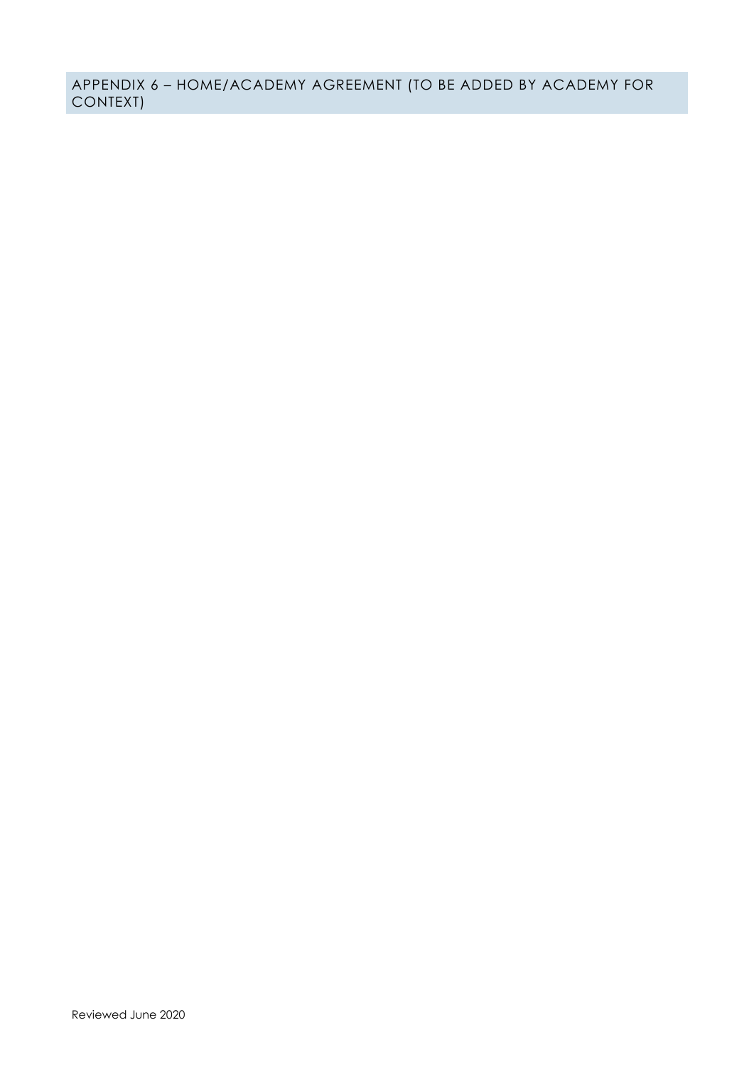## APPENDIX 6 – HOME/ACADEMY AGREEMENT (TO BE ADDED BY ACADEMY FOR CONTEXT)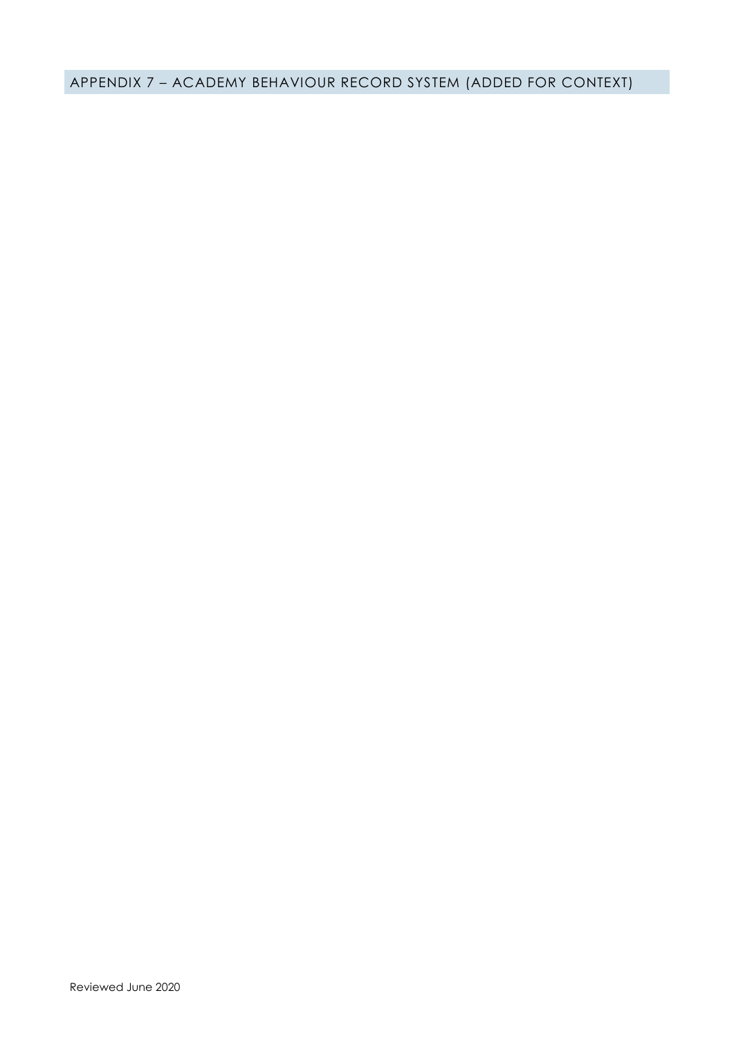## APPENDIX 7 – ACADEMY BEHAVIOUR RECORD SYSTEM (ADDED FOR CONTEXT)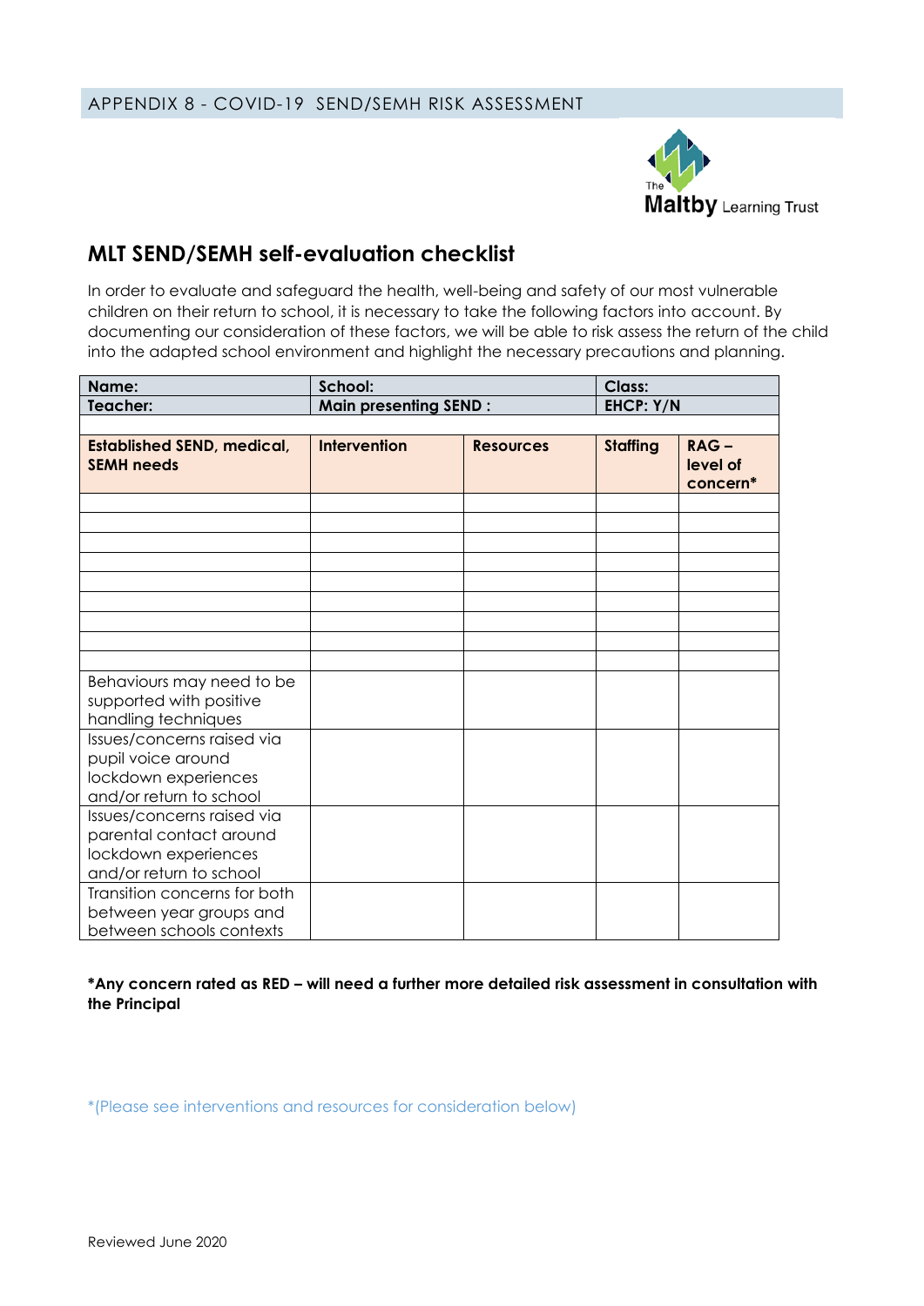APPENDIX 8 - COVID-19 SEND/SEMH RISK ASSESSMENT

## MLT SEND/SEMH self-evaluation checklist

In order to evaluate and safeguard the health, well-being and safety of our most vulnerable children on their return to school, it is necessary to take the following factors into account. By documenting our consideration of these factors, we will be able to risk assess the return of the child into the adapted school environment and highlight the necessary precautions and planning.

| **Name:** | **School:** | | **Class:** | |
|---|---|---|---|---|
| **Teacher:** | **Main presenting SEND :** | | **EHCP: Y/N** | |
| | | | | |
| **Established SEND, medical, SEMH needs** | **Intervention** | **Resources** | **Staffing** | **RAG – level of concern*** |
| | | | | |
| | | | | |
| | | | | |
| | | | | |
| | | | | |
| | | | | |
| | | | | |
| | | | | |
| | | | | |
| Behaviours may need to be supported with positive handling techniques | | | | |
| Issues/concerns raised via pupil voice around lockdown experiences and/or return to school | | | | |
| Issues/concerns raised via parental contact around lockdown experiences and/or return to school | | | | |
| Transition concerns for both between year groups and between schools contexts | | | | |

***Any concern rated as RED – will need a further more detailed risk assessment in consultation with the Principal**

*(Please see interventions and resources for consideration below)

Reviewed June 2020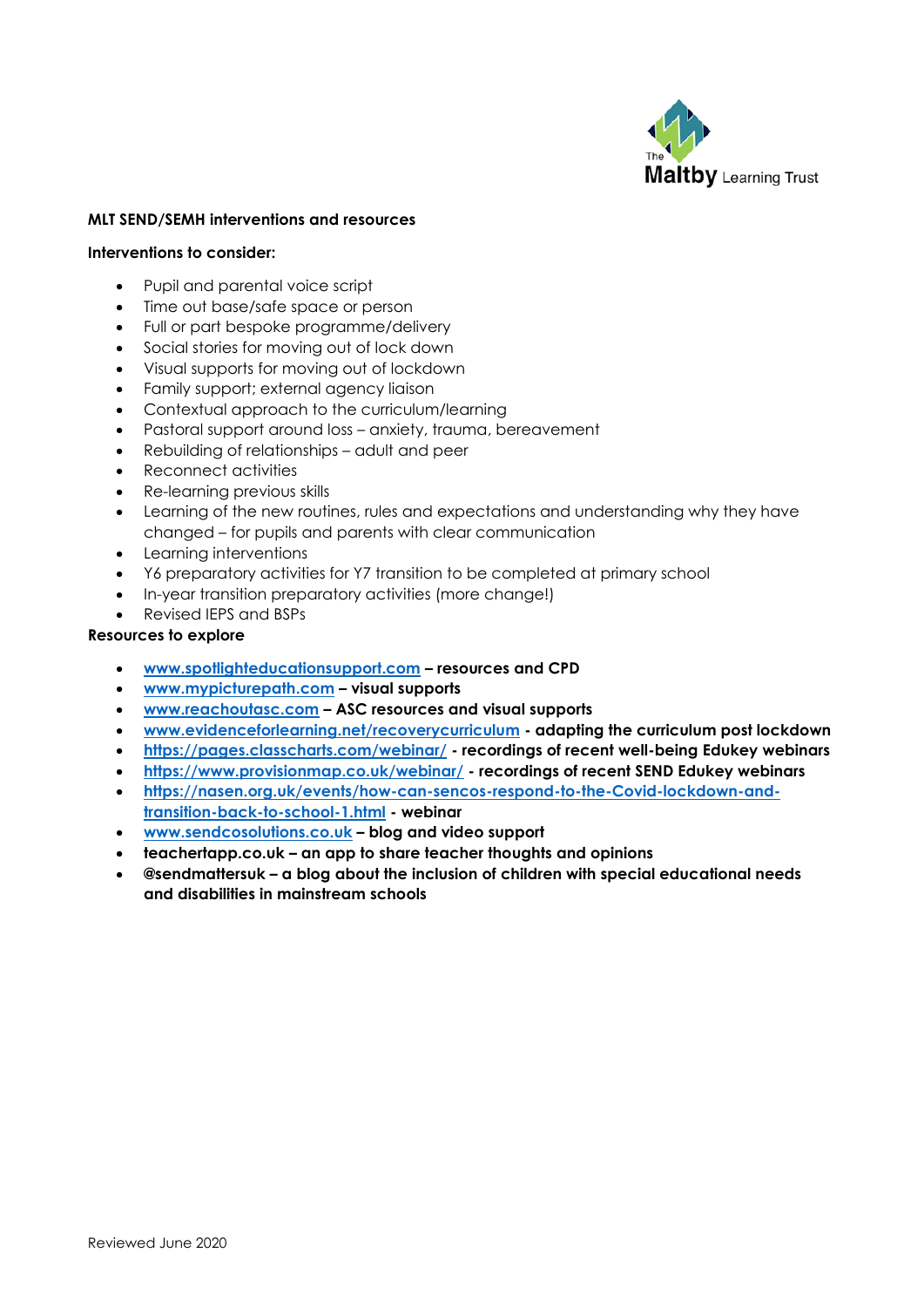**MLT SEND/SEMH interventions and resources**

**Interventions to consider:**

- Pupil and parental voice script
- Time out base/safe space or person
- Full or part bespoke programme/delivery
- Social stories for moving out of lock down
- Visual supports for moving out of lockdown
- Family support; external agency liaison
- Contextual approach to the curriculum/learning
- Pastoral support around loss – anxiety, trauma, bereavement
- Rebuilding of relationships – adult and peer
- Reconnect activities
- Re-learning previous skills
- Learning of the new routines, rules and expectations and understanding why they have changed – for pupils and parents with clear communication
- Learning interventions
- Y6 preparatory activities for Y7 transition to be completed at primary school
- In-year transition preparatory activities (more change!)
- Revised IEPS and BSPs

**Resources to explore**

- **www.spotlighteducationsupport.com – resources and CPD**
- **www.mypicturepath.com – visual supports**
- **www.reachoutasc.com – ASC resources and visual supports**
- **www.evidenceforlearning.net/recoverycurriculum - adapting the curriculum post lockdown**
- **https://pages.classcharts.com/webinar/ - recordings of recent well-being Edukey webinars**
- **https://www.provisionmap.co.uk/webinar/ - recordings of recent SEND Edukey webinars**
- **https://nasen.org.uk/events/how-can-sencos-respond-to-the-Covid-lockdown-and-transition-back-to-school-1.html - webinar**
- **www.sendcosolutions.co.uk – blog and video support**
- **teachertapp.co.uk – an app to share teacher thoughts and opinions**
- **@sendmattersuk – a blog about the inclusion of children with special educational needs and disabilities in mainstream schools**

Reviewed June 2020